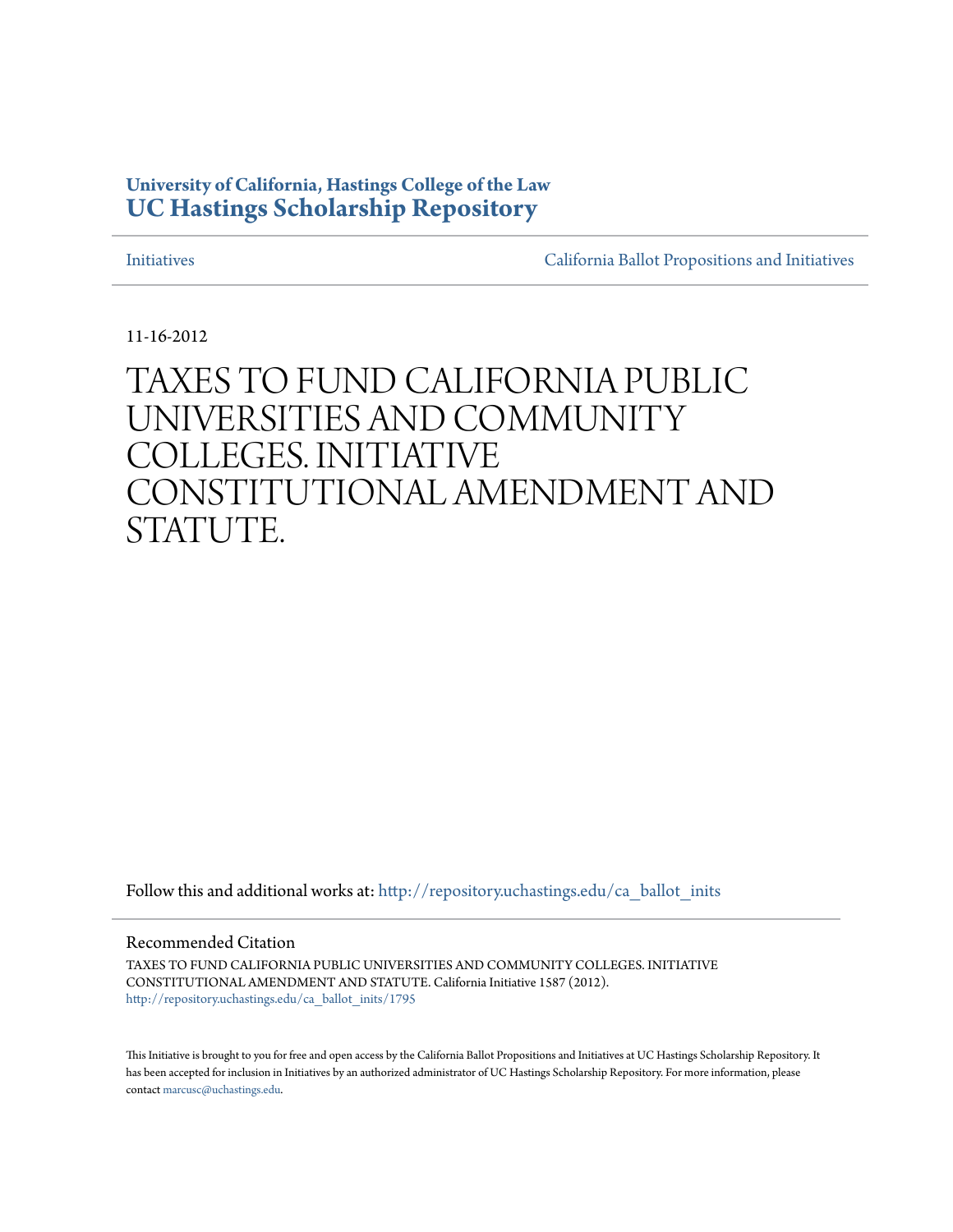**University of California, Hastings College of the Law**
**UC Hastings Scholarship Repository**

Initiatives | California Ballot Propositions and Initiatives

11-16-2012

# TAXES TO FUND CALIFORNIA PUBLIC UNIVERSITIES AND COMMUNITY COLLEGES. INITIATIVE CONSTITUTIONAL AMENDMENT AND STATUTE.

Follow this and additional works at: http://repository.uchastings.edu/ca_ballot_inits

Recommended Citation

TAXES TO FUND CALIFORNIA PUBLIC UNIVERSITIES AND COMMUNITY COLLEGES. INITIATIVE CONSTITUTIONAL AMENDMENT AND STATUTE. California Initiative 1587 (2012).
http://repository.uchastings.edu/ca_ballot_inits/1795

This Initiative is brought to you for free and open access by the California Ballot Propositions and Initiatives at UC Hastings Scholarship Repository. It has been accepted for inclusion in Initiatives by an authorized administrator of UC Hastings Scholarship Repository. For more information, please contact marcusc@uchastings.edu.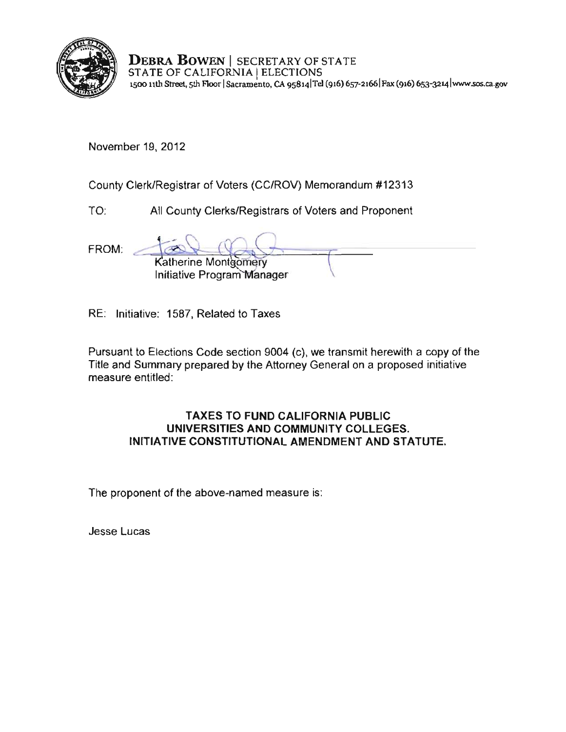**DEBRA BOWEN** | SECRETARY OF STATE
STATE OF CALIFORNIA | ELECTIONS
1500 11th Street, 5th Floor | Sacramento, CA 95814 | Tel (916) 657-2166 | Fax (916) 653-3214 | www.sos.ca.gov

November 19, 2012

County Clerk/Registrar of Voters (CC/ROV) Memorandum #12313

TO: All County Clerks/Registrars of Voters and Proponent

FROM: Katherine Montgomery
Initiative Program Manager

RE: Initiative: 1587, Related to Taxes

Pursuant to Elections Code section 9004 (c), we transmit herewith a copy of the Title and Summary prepared by the Attorney General on a proposed initiative measure entitled:

**TAXES TO FUND CALIFORNIA PUBLIC UNIVERSITIES AND COMMUNITY COLLEGES. INITIATIVE CONSTITUTIONAL AMENDMENT AND STATUTE.**

The proponent of the above-named measure is:

Jesse Lucas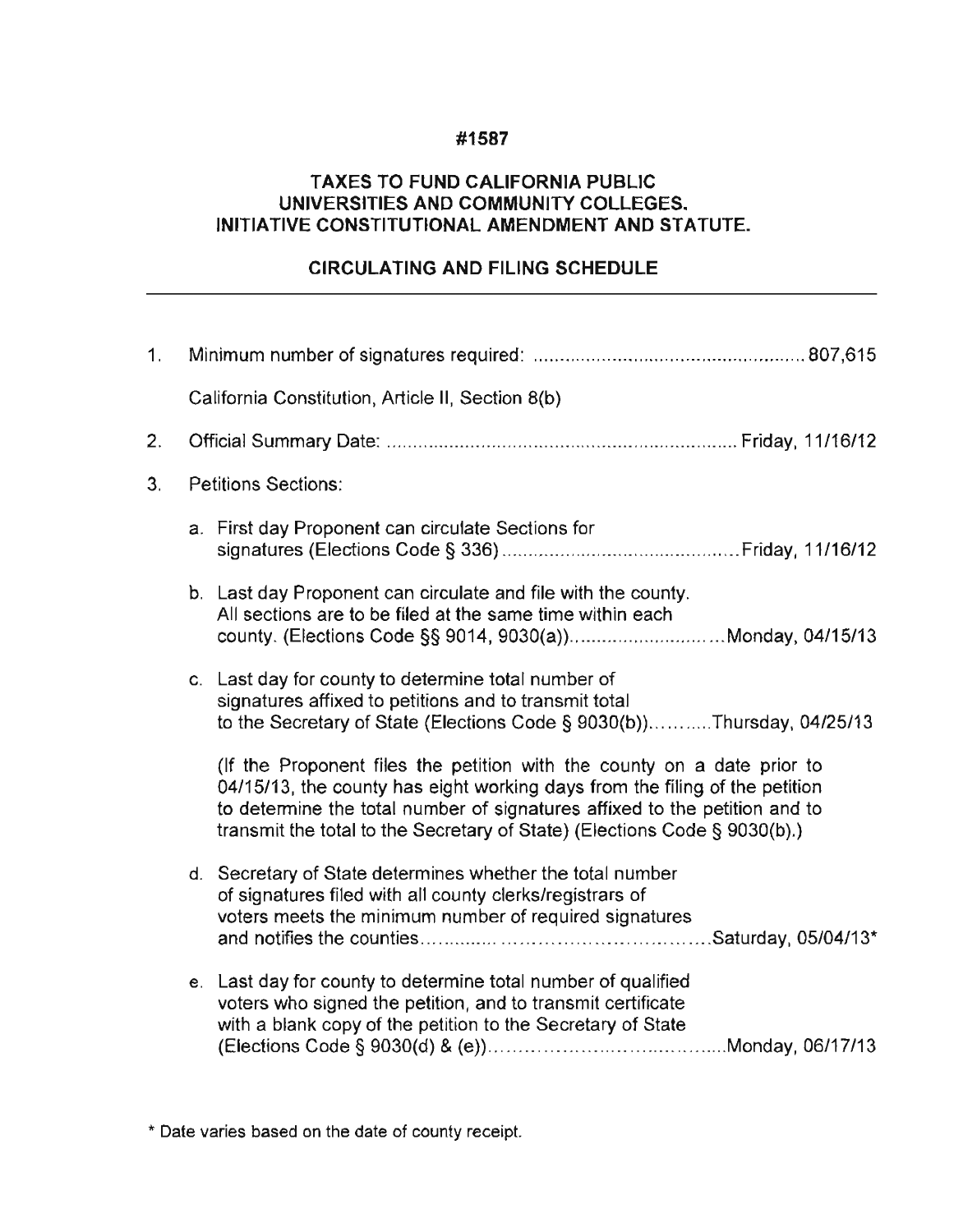**#1587**

**TAXES TO FUND CALIFORNIA PUBLIC UNIVERSITIES AND COMMUNITY COLLEGES. INITIATIVE CONSTITUTIONAL AMENDMENT AND STATUTE.**

**CIRCULATING AND FILING SCHEDULE**

---

1. Minimum number of signatures required: .................................................... 807,615

   California Constitution, Article II, Section 8(b)

2. Official Summary Date: .................................................................. Friday, 11/16/12

3. Petitions Sections:

   a. First day Proponent can circulate Sections for signatures (Elections Code § 336) ............................................ Friday, 11/16/12

   b. Last day Proponent can circulate and file with the county. All sections are to be filed at the same time within each county. (Elections Code §§ 9014, 9030(a)).......................... Monday, 04/15/13

   c. Last day for county to determine total number of signatures affixed to petitions and to transmit total to the Secretary of State (Elections Code § 9030(b))........... Thursday, 04/25/13

      (If the Proponent files the petition with the county on a date prior to 04/15/13, the county has eight working days from the filing of the petition to determine the total number of signatures affixed to the petition and to transmit the total to the Secretary of State) (Elections Code § 9030(b).)

   d. Secretary of State determines whether the total number of signatures filed with all county clerks/registrars of voters meets the minimum number of required signatures and notifies the counties.............................................. Saturday, 05/04/13*

   e. Last day for county to determine total number of qualified voters who signed the petition, and to transmit certificate with a blank copy of the petition to the Secretary of State (Elections Code § 9030(d) & (e))........................................ Monday, 06/17/13

\* Date varies based on the date of county receipt.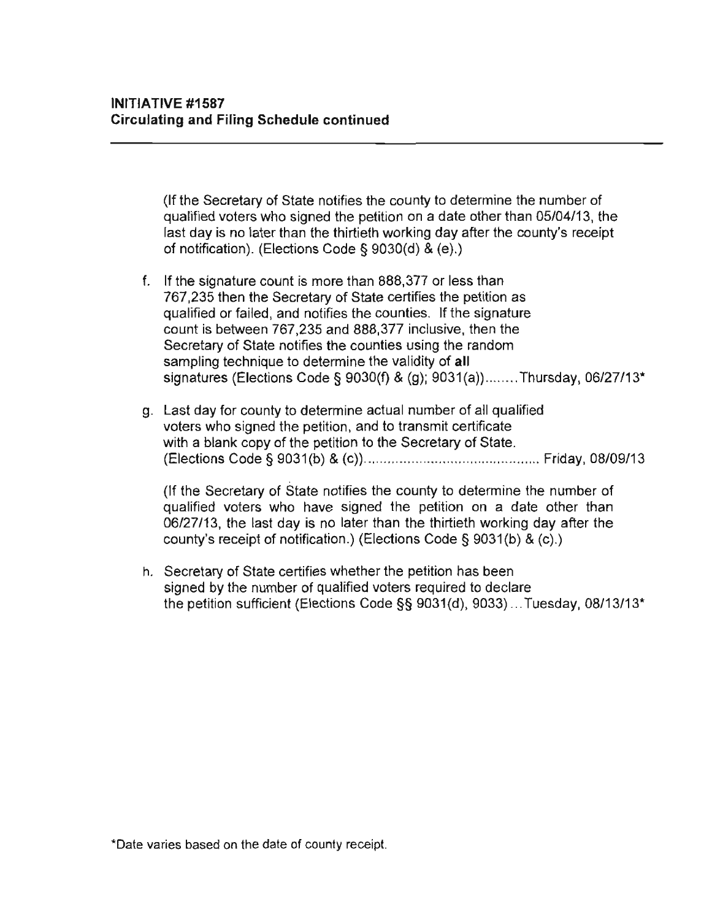**INITIATIVE #1587**
**Circulating and Filing Schedule continued**

(If the Secretary of State notifies the county to determine the number of qualified voters who signed the petition on a date other than 05/04/13, the last day is no later than the thirtieth working day after the county's receipt of notification). (Elections Code § 9030(d) & (e).)

f. If the signature count is more than 888,377 or less than 767,235 then the Secretary of State certifies the petition as qualified or failed, and notifies the counties. If the signature count is between 767,235 and 888,377 inclusive, then the Secretary of State notifies the counties using the random sampling technique to determine the validity of **all** signatures (Elections Code § 9030(f) & (g); 9031(a))........Thursday, 06/27/13*

g. Last day for county to determine actual number of all qualified voters who signed the petition, and to transmit certificate with a blank copy of the petition to the Secretary of State. (Elections Code § 9031(b) & (c))............................................ Friday, 08/09/13

(If the Secretary of State notifies the county to determine the number of qualified voters who have signed the petition on a date other than 06/27/13, the last day is no later than the thirtieth working day after the county's receipt of notification.) (Elections Code § 9031(b) & (c).)

h. Secretary of State certifies whether the petition has been signed by the number of qualified voters required to declare the petition sufficient (Elections Code §§ 9031(d), 9033)...Tuesday, 08/13/13*

*Date varies based on the date of county receipt.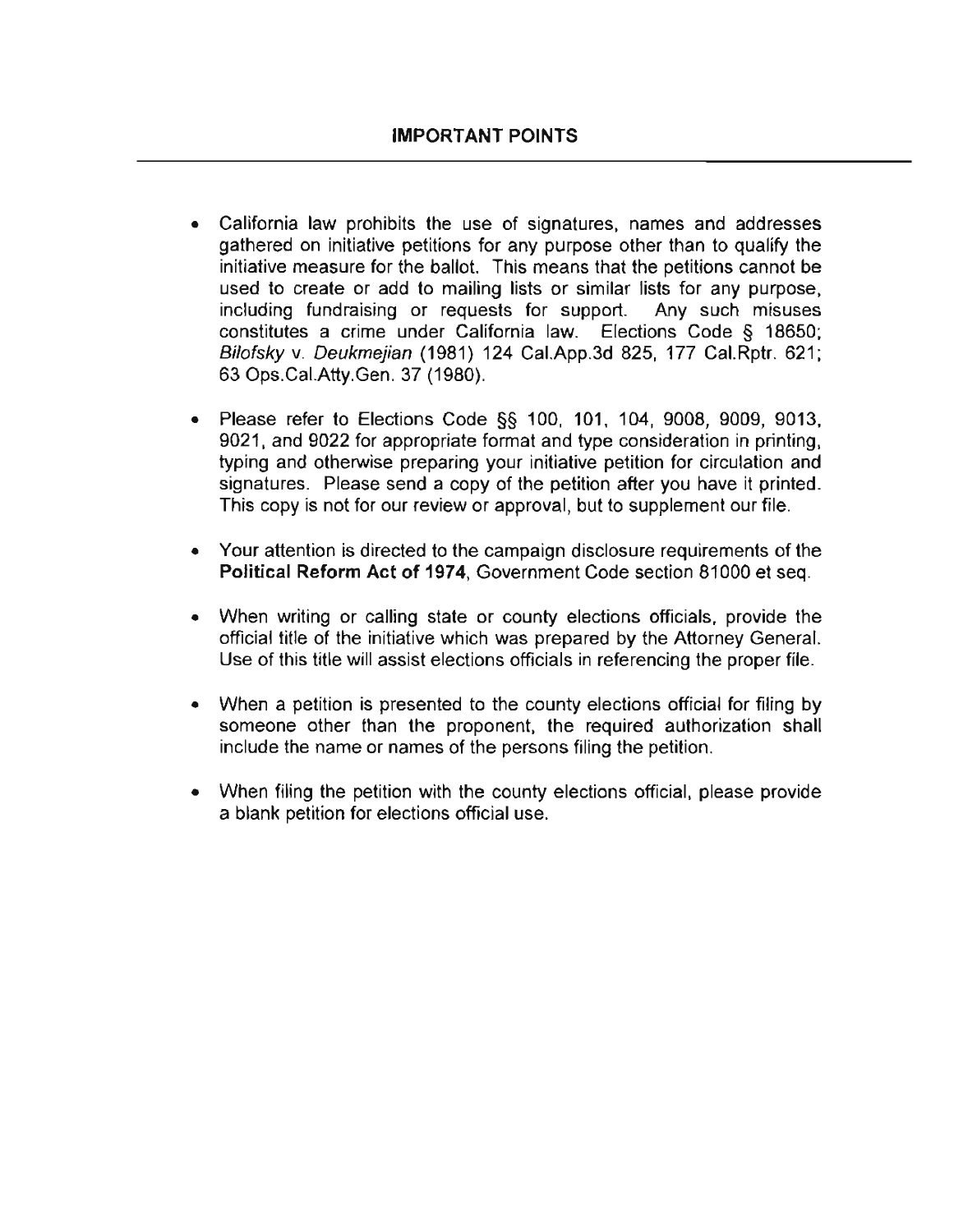## IMPORTANT POINTS

- California law prohibits the use of signatures, names and addresses gathered on initiative petitions for any purpose other than to qualify the initiative measure for the ballot. This means that the petitions cannot be used to create or add to mailing lists or similar lists for any purpose, including fundraising or requests for support. Any such misuses constitutes a crime under California law. Elections Code § 18650; *Bilofsky* v. *Deukmejian* (1981) 124 Cal.App.3d 825, 177 Cal.Rptr. 621; 63 Ops.Cal.Atty.Gen. 37 (1980).

- Please refer to Elections Code §§ 100, 101, 104, 9008, 9009, 9013, 9021, and 9022 for appropriate format and type consideration in printing, typing and otherwise preparing your initiative petition for circulation and signatures. Please send a copy of the petition after you have it printed. This copy is not for our review or approval, but to supplement our file.

- Your attention is directed to the campaign disclosure requirements of the **Political Reform Act of 1974**, Government Code section 81000 et seq.

- When writing or calling state or county elections officials, provide the official title of the initiative which was prepared by the Attorney General. Use of this title will assist elections officials in referencing the proper file.

- When a petition is presented to the county elections official for filing by someone other than the proponent, the required authorization shall include the name or names of the persons filing the petition.

- When filing the petition with the county elections official, please provide a blank petition for elections official use.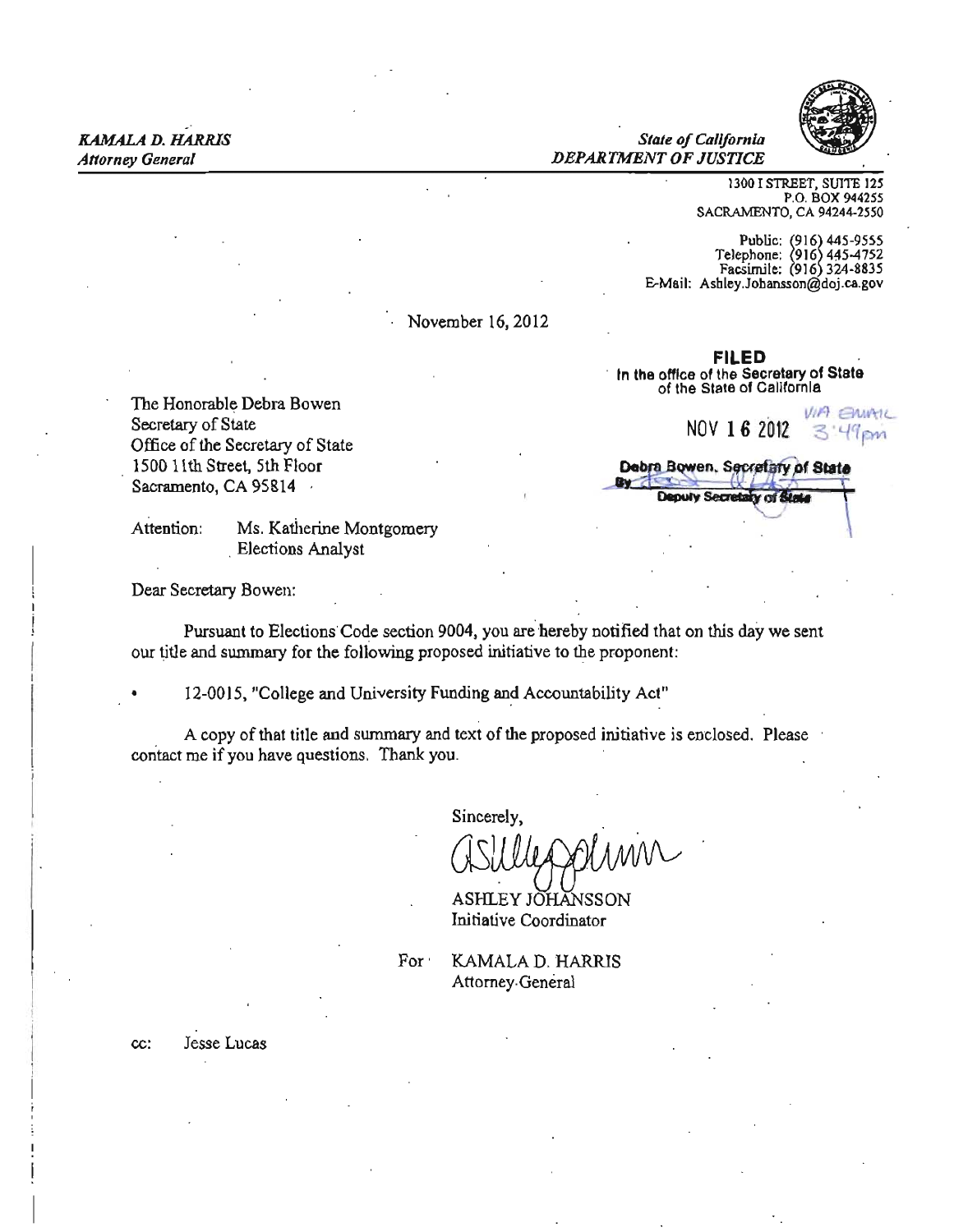*KAMALA D. HARRIS*
*Attorney General*

*State of California*
*DEPARTMENT OF JUSTICE*

1300 I STREET, SUITE 125
P.O. BOX 944255
SACRAMENTO, CA 94244-2550

Public: (916) 445-9555
Telephone: (916) 445-4752
Facsimile: (916) 324-8835
E-Mail: Ashley.Johansson@doj.ca.gov

November 16, 2012

**FILED**
In the office of the Secretary of State
of the State of California

NOV 16 2012 VIA EMAIL 3:49pm

Debra Bowen, Secretary of State
By
Deputy Secretary of State

The Honorable Debra Bowen
Secretary of State
Office of the Secretary of State
1500 11th Street, 5th Floor
Sacramento, CA 95814

Attention: Ms. Katherine Montgomery
Elections Analyst

Dear Secretary Bowen:

Pursuant to Elections Code section 9004, you are hereby notified that on this day we sent our title and summary for the following proposed initiative to the proponent:

- 12-0015, "College and University Funding and Accountability Act"

A copy of that title and summary and text of the proposed initiative is enclosed. Please contact me if you have questions. Thank you.

Sincerely,

ASHLEY JOHANSSON
Initiative Coordinator

For KAMALA D. HARRIS
Attorney General

cc: Jesse Lucas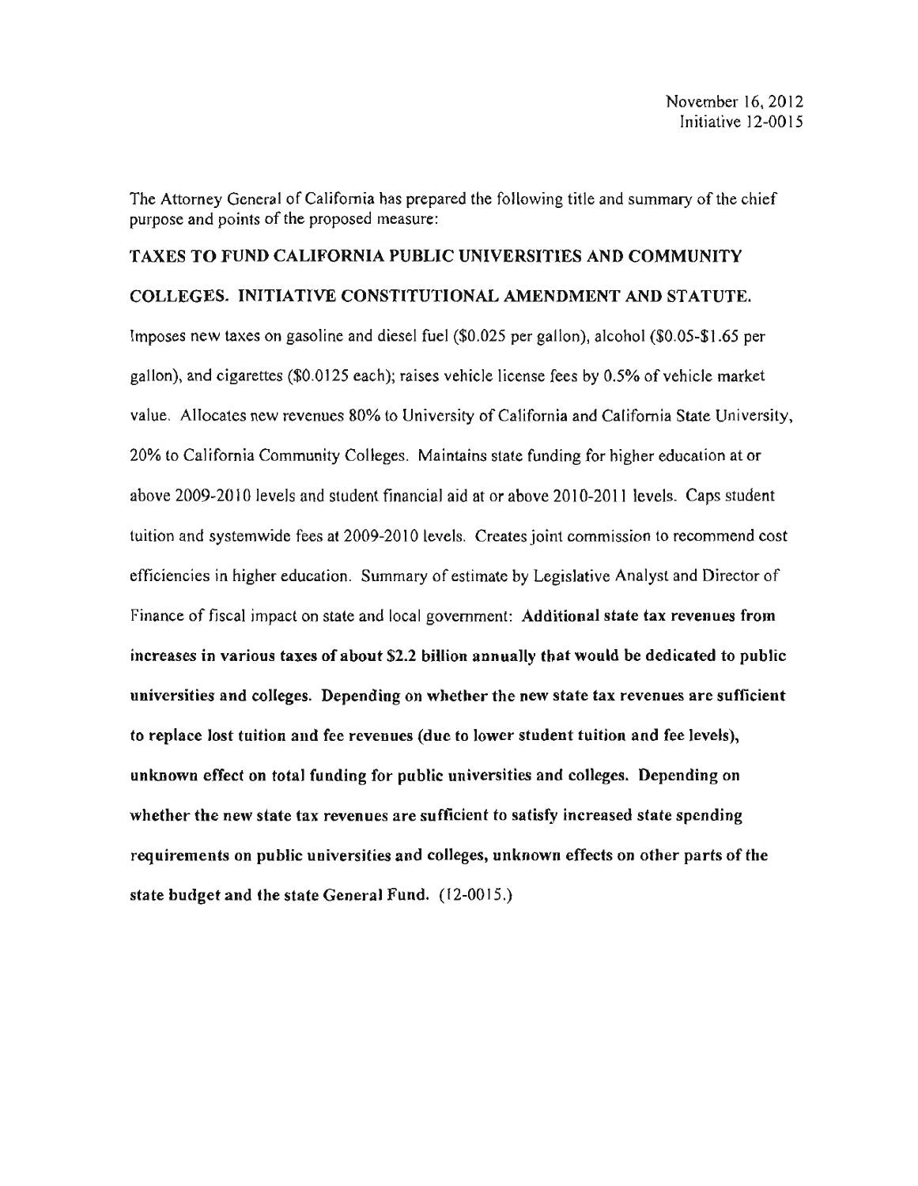November 16, 2012
Initiative 12-0015

The Attorney General of California has prepared the following title and summary of the chief purpose and points of the proposed measure:

**TAXES TO FUND CALIFORNIA PUBLIC UNIVERSITIES AND COMMUNITY COLLEGES. INITIATIVE CONSTITUTIONAL AMENDMENT AND STATUTE.**

Imposes new taxes on gasoline and diesel fuel ($0.025 per gallon), alcohol ($0.05-$1.65 per gallon), and cigarettes ($0.0125 each); raises vehicle license fees by 0.5% of vehicle market value. Allocates new revenues 80% to University of California and California State University, 20% to California Community Colleges. Maintains state funding for higher education at or above 2009-2010 levels and student financial aid at or above 2010-2011 levels. Caps student tuition and systemwide fees at 2009-2010 levels. Creates joint commission to recommend cost efficiencies in higher education. Summary of estimate by Legislative Analyst and Director of Finance of fiscal impact on state and local government: **Additional state tax revenues from increases in various taxes of about $2.2 billion annually that would be dedicated to public universities and colleges. Depending on whether the new state tax revenues are sufficient to replace lost tuition and fee revenues (due to lower student tuition and fee levels), unknown effect on total funding for public universities and colleges. Depending on whether the new state tax revenues are sufficient to satisfy increased state spending requirements on public universities and colleges, unknown effects on other parts of the state budget and the state General Fund.** (12-0015.)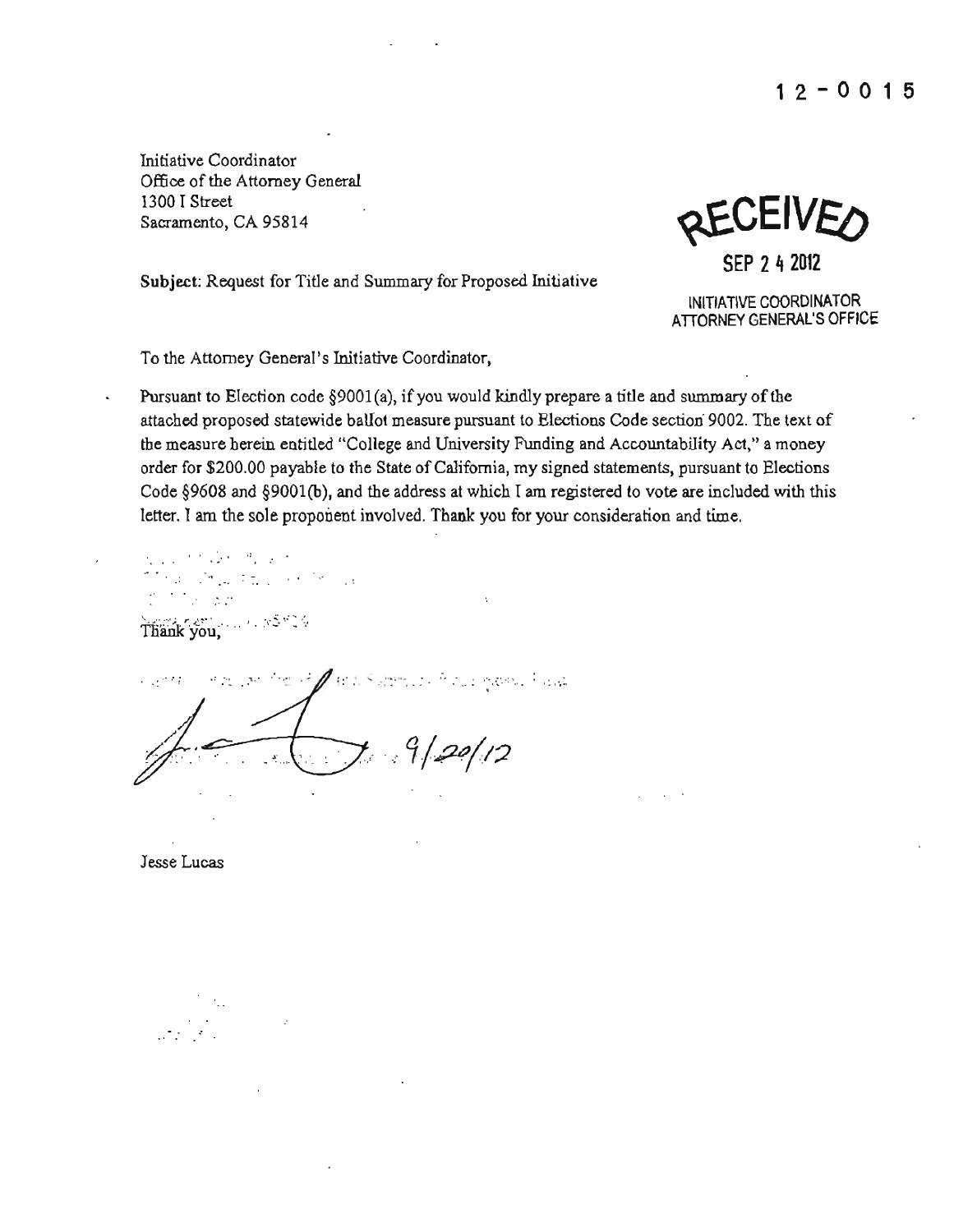12-0015

Initiative Coordinator
Office of the Attorney General
1300 I Street
Sacramento, CA 95814

RECEIVED
SEP 24 2012
INITIATIVE COORDINATOR
ATTORNEY GENERAL'S OFFICE

**Subject**: Request for Title and Summary for Proposed Initiative

To the Attorney General's Initiative Coordinator,

Pursuant to Election code §9001(a), if you would kindly prepare a title and summary of the attached proposed statewide ballot measure pursuant to Elections Code section 9002. The text of the measure herein entitled "College and University Funding and Accountability Act," a money order for $200.00 payable to the State of California, my signed statements, pursuant to Elections Code §9608 and §9001(b), and the address at which I am registered to vote are included with this letter. I am the sole proponent involved. Thank you for your consideration and time.

Thank you,

9/20/12

Jesse Lucas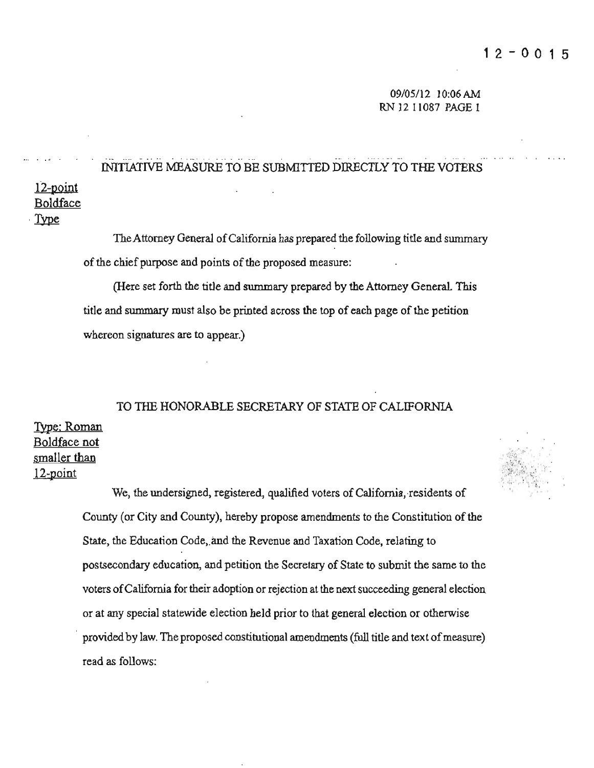12 - 0015

09/05/12 10:06 AM
RN 12 11087 PAGE 1

# INITIATIVE MEASURE TO BE SUBMITTED DIRECTLY TO THE VOTERS

12-point Boldface Type

The Attorney General of California has prepared the following title and summary of the chief purpose and points of the proposed measure:

(Here set forth the title and summary prepared by the Attorney General. This title and summary must also be printed across the top of each page of the petition whereon signatures are to appear.)

## TO THE HONORABLE SECRETARY OF STATE OF CALIFORNIA

Type: Roman Boldface not smaller than 12-point

We, the undersigned, registered, qualified voters of California, residents of County (or City and County), hereby propose amendments to the Constitution of the State, the Education Code, and the Revenue and Taxation Code, relating to postsecondary education, and petition the Secretary of State to submit the same to the voters of California for their adoption or rejection at the next succeeding general election or at any special statewide election held prior to that general election or otherwise provided by law. The proposed constitutional amendments (full title and text of measure) read as follows: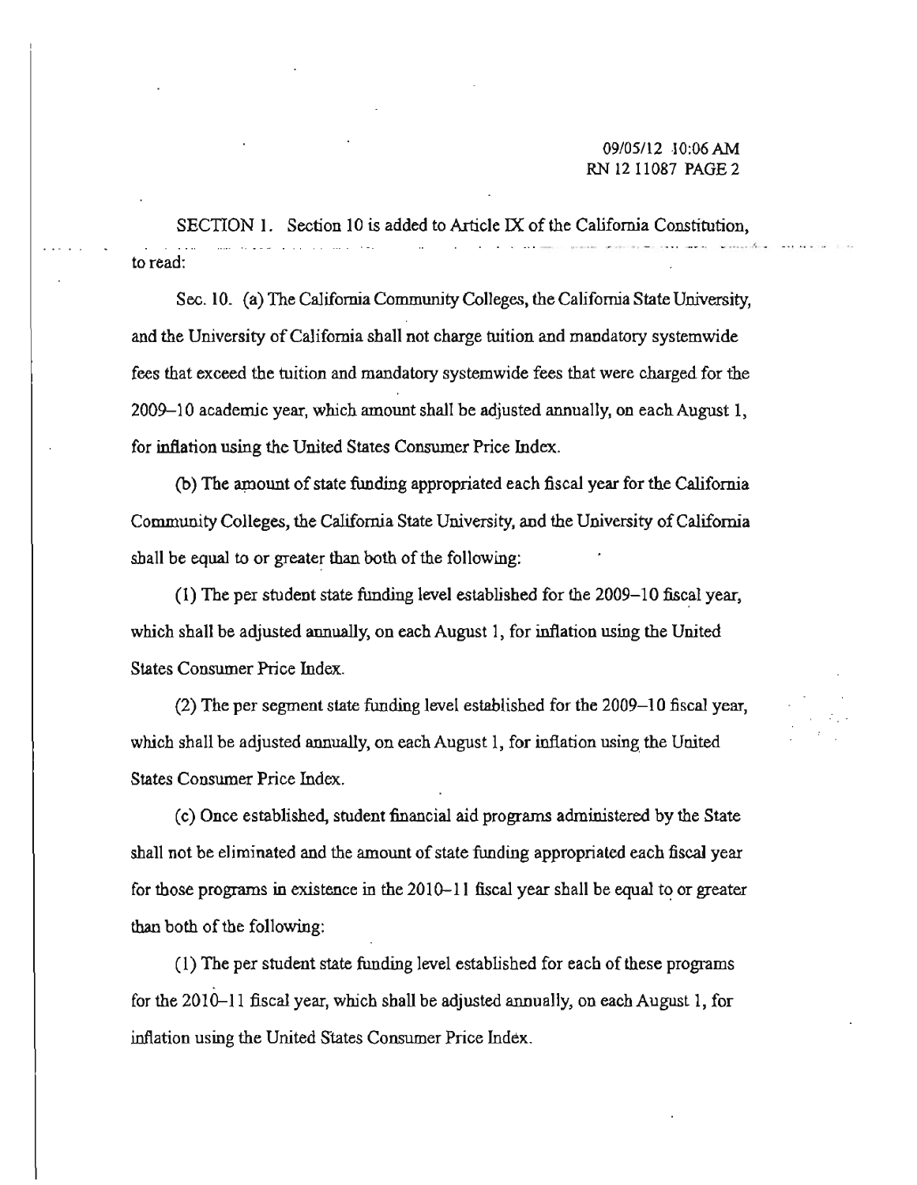SECTION 1. Section 10 is added to Article IX of the California Constitution, to read:

Sec. 10. (a) The California Community Colleges, the California State University, and the University of California shall not charge tuition and mandatory systemwide fees that exceed the tuition and mandatory systemwide fees that were charged for the 2009–10 academic year, which amount shall be adjusted annually, on each August 1, for inflation using the United States Consumer Price Index.

(b) The amount of state funding appropriated each fiscal year for the California Community Colleges, the California State University, and the University of California shall be equal to or greater than both of the following:

(1) The per student state funding level established for the 2009–10 fiscal year, which shall be adjusted annually, on each August 1, for inflation using the United States Consumer Price Index.

(2) The per segment state funding level established for the 2009–10 fiscal year, which shall be adjusted annually, on each August 1, for inflation using the United States Consumer Price Index.

(c) Once established, student financial aid programs administered by the State shall not be eliminated and the amount of state funding appropriated each fiscal year for those programs in existence in the 2010–11 fiscal year shall be equal to or greater than both of the following:

(1) The per student state funding level established for each of these programs for the 2010–11 fiscal year, which shall be adjusted annually, on each August 1, for inflation using the United States Consumer Price Index.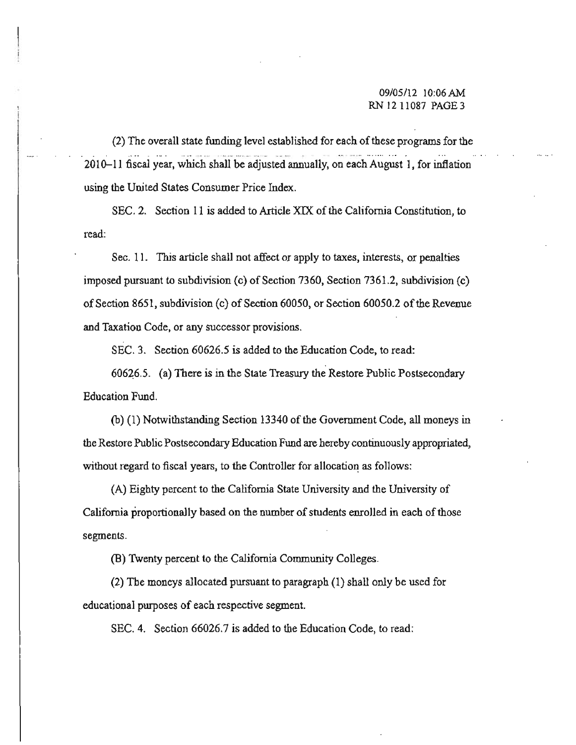(2) The overall state funding level established for each of these programs for the 2010–11 fiscal year, which shall be adjusted annually, on each August 1, for inflation using the United States Consumer Price Index.

SEC. 2. Section 11 is added to Article XIX of the California Constitution, to read:

Sec. 11. This article shall not affect or apply to taxes, interests, or penalties imposed pursuant to subdivision (c) of Section 7360, Section 7361.2, subdivision (c) of Section 8651, subdivision (c) of Section 60050, or Section 60050.2 of the Revenue and Taxation Code, or any successor provisions.

SEC. 3. Section 60626.5 is added to the Education Code, to read:

60626.5. (a) There is in the State Treasury the Restore Public Postsecondary Education Fund.

(b) (1) Notwithstanding Section 13340 of the Government Code, all moneys in the Restore Public Postsecondary Education Fund are hereby continuously appropriated, without regard to fiscal years, to the Controller for allocation as follows:

(A) Eighty percent to the California State University and the University of California proportionally based on the number of students enrolled in each of those segments.

(B) Twenty percent to the California Community Colleges.

(2) The moneys allocated pursuant to paragraph (1) shall only be used for educational purposes of each respective segment.

SEC. 4. Section 66026.7 is added to the Education Code, to read: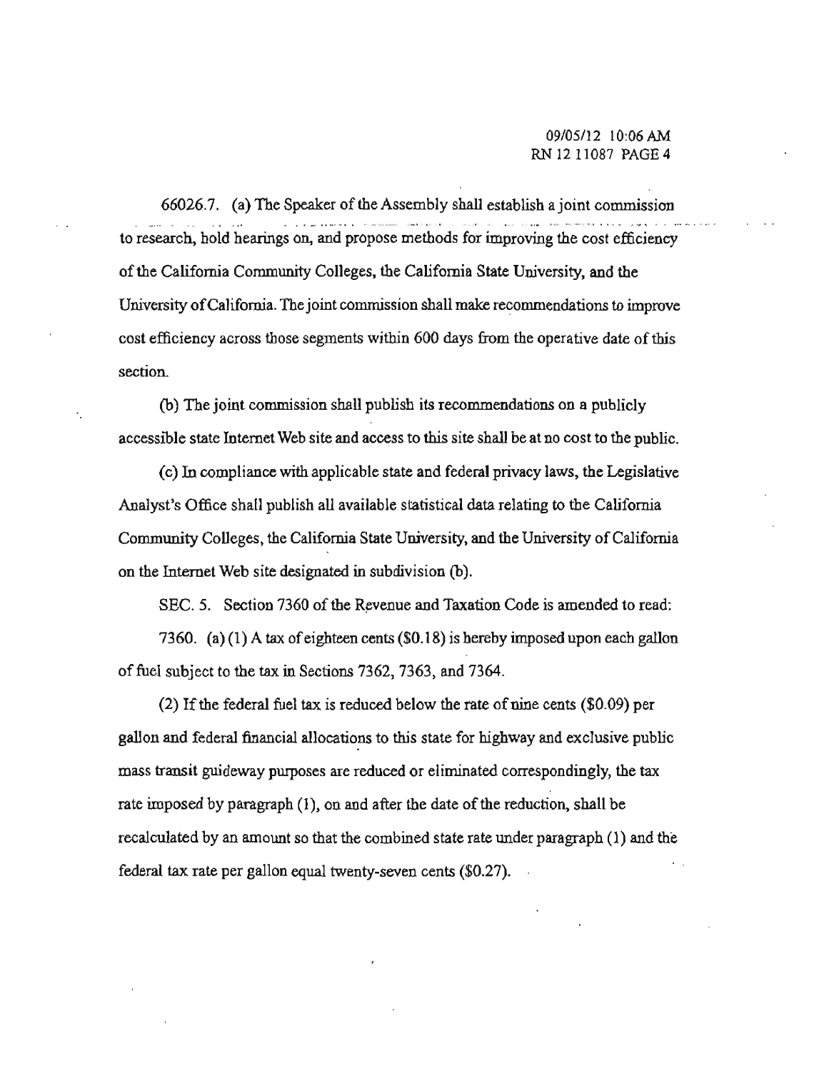66026.7. (a) The Speaker of the Assembly shall establish a joint commission to research, hold hearings on, and propose methods for improving the cost efficiency of the California Community Colleges, the California State University, and the University of California. The joint commission shall make recommendations to improve cost efficiency across those segments within 600 days from the operative date of this section.

(b) The joint commission shall publish its recommendations on a publicly accessible state Internet Web site and access to this site shall be at no cost to the public.

(c) In compliance with applicable state and federal privacy laws, the Legislative Analyst's Office shall publish all available statistical data relating to the California Community Colleges, the California State University, and the University of California on the Internet Web site designated in subdivision (b).

SEC. 5. Section 7360 of the Revenue and Taxation Code is amended to read:

7360. (a) (1) A tax of eighteen cents ($0.18) is hereby imposed upon each gallon of fuel subject to the tax in Sections 7362, 7363, and 7364.

(2) If the federal fuel tax is reduced below the rate of nine cents ($0.09) per gallon and federal financial allocations to this state for highway and exclusive public mass transit guideway purposes are reduced or eliminated correspondingly, the tax rate imposed by paragraph (1), on and after the date of the reduction, shall be recalculated by an amount so that the combined state rate under paragraph (1) and the federal tax rate per gallon equal twenty-seven cents ($0.27).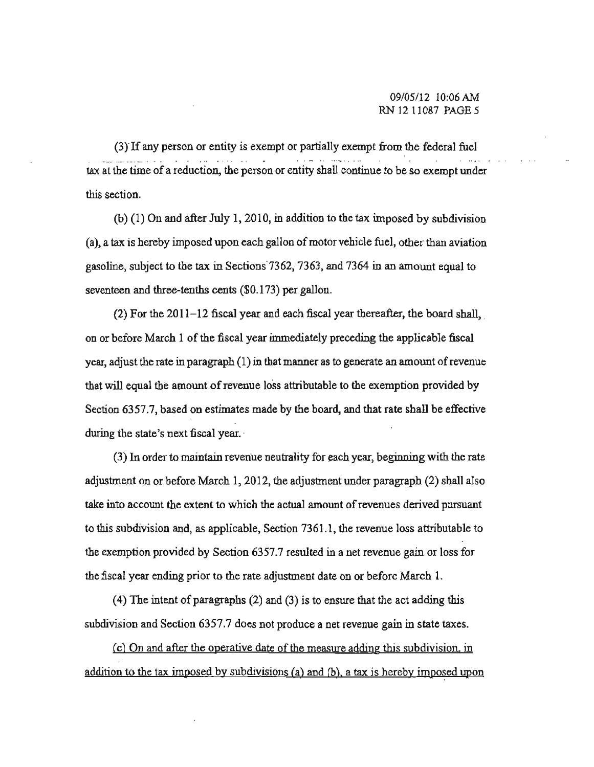(3) If any person or entity is exempt or partially exempt from the federal fuel tax at the time of a reduction, the person or entity shall continue to be so exempt under this section.

(b) (1) On and after July 1, 2010, in addition to the tax imposed by subdivision (a), a tax is hereby imposed upon each gallon of motor vehicle fuel, other than aviation gasoline, subject to the tax in Sections 7362, 7363, and 7364 in an amount equal to seventeen and three-tenths cents ($0.173) per gallon.

(2) For the 2011–12 fiscal year and each fiscal year thereafter, the board shall, on or before March 1 of the fiscal year immediately preceding the applicable fiscal year, adjust the rate in paragraph (1) in that manner as to generate an amount of revenue that will equal the amount of revenue loss attributable to the exemption provided by Section 6357.7, based on estimates made by the board, and that rate shall be effective during the state's next fiscal year.

(3) In order to maintain revenue neutrality for each year, beginning with the rate adjustment on or before March 1, 2012, the adjustment under paragraph (2) shall also take into account the extent to which the actual amount of revenues derived pursuant to this subdivision and, as applicable, Section 7361.1, the revenue loss attributable to the exemption provided by Section 6357.7 resulted in a net revenue gain or loss for the fiscal year ending prior to the rate adjustment date on or before March 1.

(4) The intent of paragraphs (2) and (3) is to ensure that the act adding this subdivision and Section 6357.7 does not produce a net revenue gain in state taxes.

<u>(c) On and after the operative date of the measure adding this subdivision, in addition to the tax imposed by subdivisions (a) and (b), a tax is hereby imposed upon</u>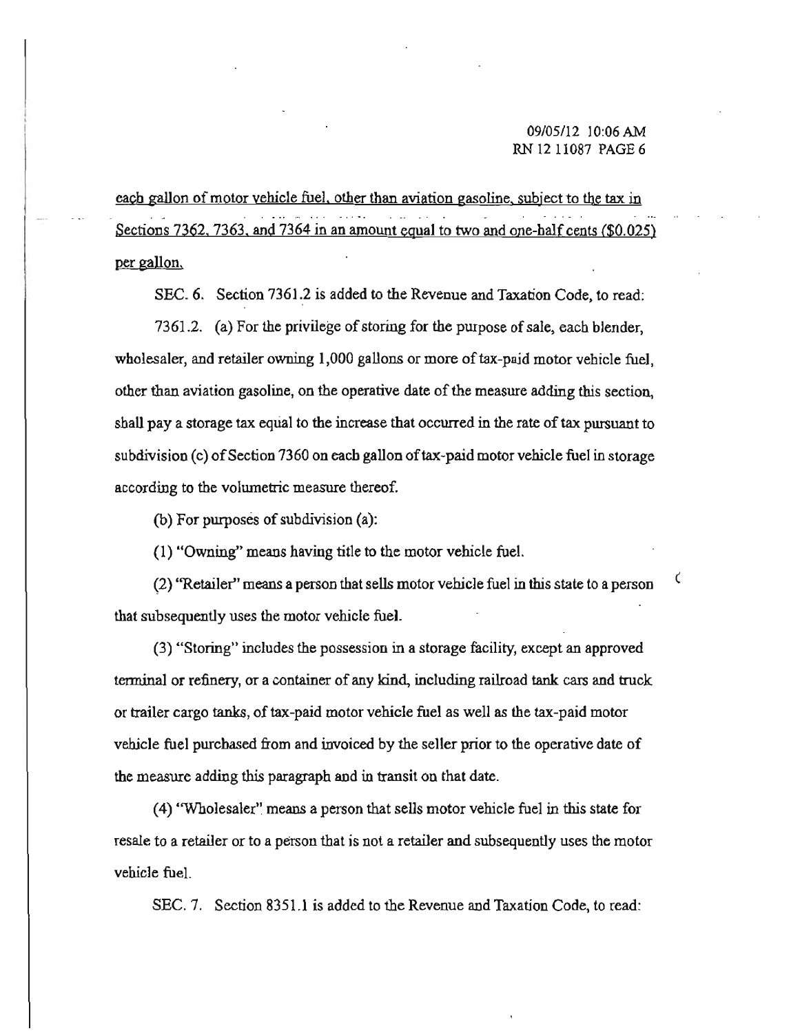each gallon of motor vehicle fuel, other than aviation gasoline, subject to the tax in Sections 7362, 7363, and 7364 in an amount equal to two and one-half cents ($0.025) per gallon.

SEC. 6. Section 7361.2 is added to the Revenue and Taxation Code, to read:

7361.2. (a) For the privilege of storing for the purpose of sale, each blender, wholesaler, and retailer owning 1,000 gallons or more of tax-paid motor vehicle fuel, other than aviation gasoline, on the operative date of the measure adding this section, shall pay a storage tax equal to the increase that occurred in the rate of tax pursuant to subdivision (c) of Section 7360 on each gallon of tax-paid motor vehicle fuel in storage according to the volumetric measure thereof.

(b) For purposes of subdivision (a):

(1) "Owning" means having title to the motor vehicle fuel.

(2) "Retailer" means a person that sells motor vehicle fuel in this state to a person that subsequently uses the motor vehicle fuel.

(3) "Storing" includes the possession in a storage facility, except an approved terminal or refinery, or a container of any kind, including railroad tank cars and truck or trailer cargo tanks, of tax-paid motor vehicle fuel as well as the tax-paid motor vehicle fuel purchased from and invoiced by the seller prior to the operative date of the measure adding this paragraph and in transit on that date.

(4) "Wholesaler" means a person that sells motor vehicle fuel in this state for resale to a retailer or to a person that is not a retailer and subsequently uses the motor vehicle fuel.

SEC. 7. Section 8351.1 is added to the Revenue and Taxation Code, to read: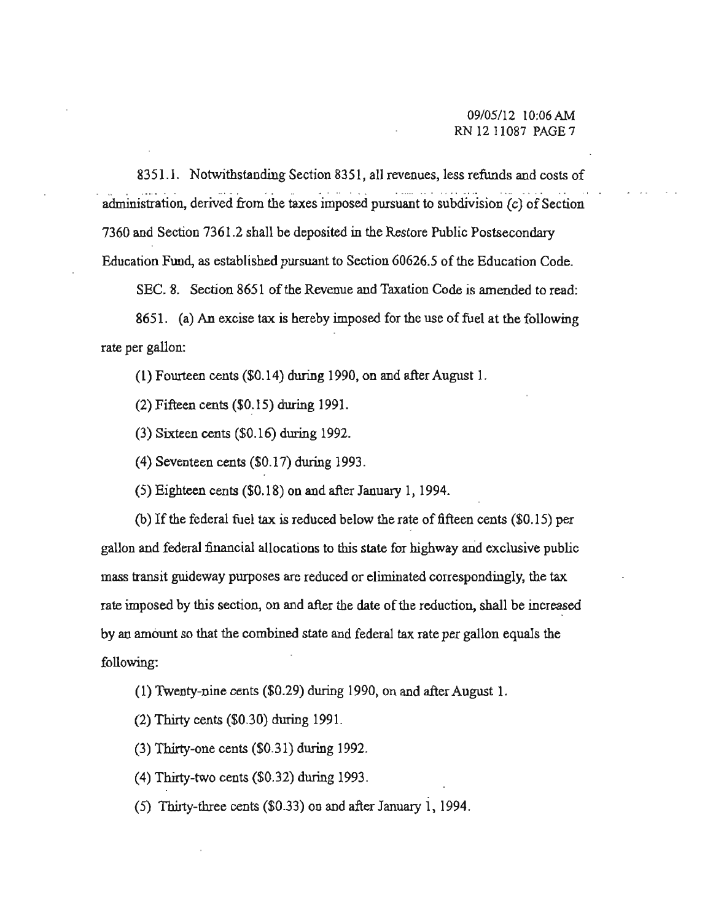8351.1. Notwithstanding Section 8351, all revenues, less refunds and costs of administration, derived from the taxes imposed pursuant to subdivision (c) of Section 7360 and Section 7361.2 shall be deposited in the Restore Public Postsecondary Education Fund, as established pursuant to Section 60626.5 of the Education Code.

SEC. 8. Section 8651 of the Revenue and Taxation Code is amended to read:

8651. (a) An excise tax is hereby imposed for the use of fuel at the following rate per gallon:

(1) Fourteen cents ($0.14) during 1990, on and after August 1.

(2) Fifteen cents ($0.15) during 1991.

(3) Sixteen cents ($0.16) during 1992.

(4) Seventeen cents ($0.17) during 1993.

(5) Eighteen cents ($0.18) on and after January 1, 1994.

(b) If the federal fuel tax is reduced below the rate of fifteen cents ($0.15) per gallon and federal financial allocations to this state for highway and exclusive public mass transit guideway purposes are reduced or eliminated correspondingly, the tax rate imposed by this section, on and after the date of the reduction, shall be increased by an amount so that the combined state and federal tax rate per gallon equals the following:

(1) Twenty-nine cents ($0.29) during 1990, on and after August 1.

(2) Thirty cents ($0.30) during 1991.

(3) Thirty-one cents ($0.31) during 1992.

(4) Thirty-two cents ($0.32) during 1993.

(5) Thirty-three cents ($0.33) on and after January 1, 1994.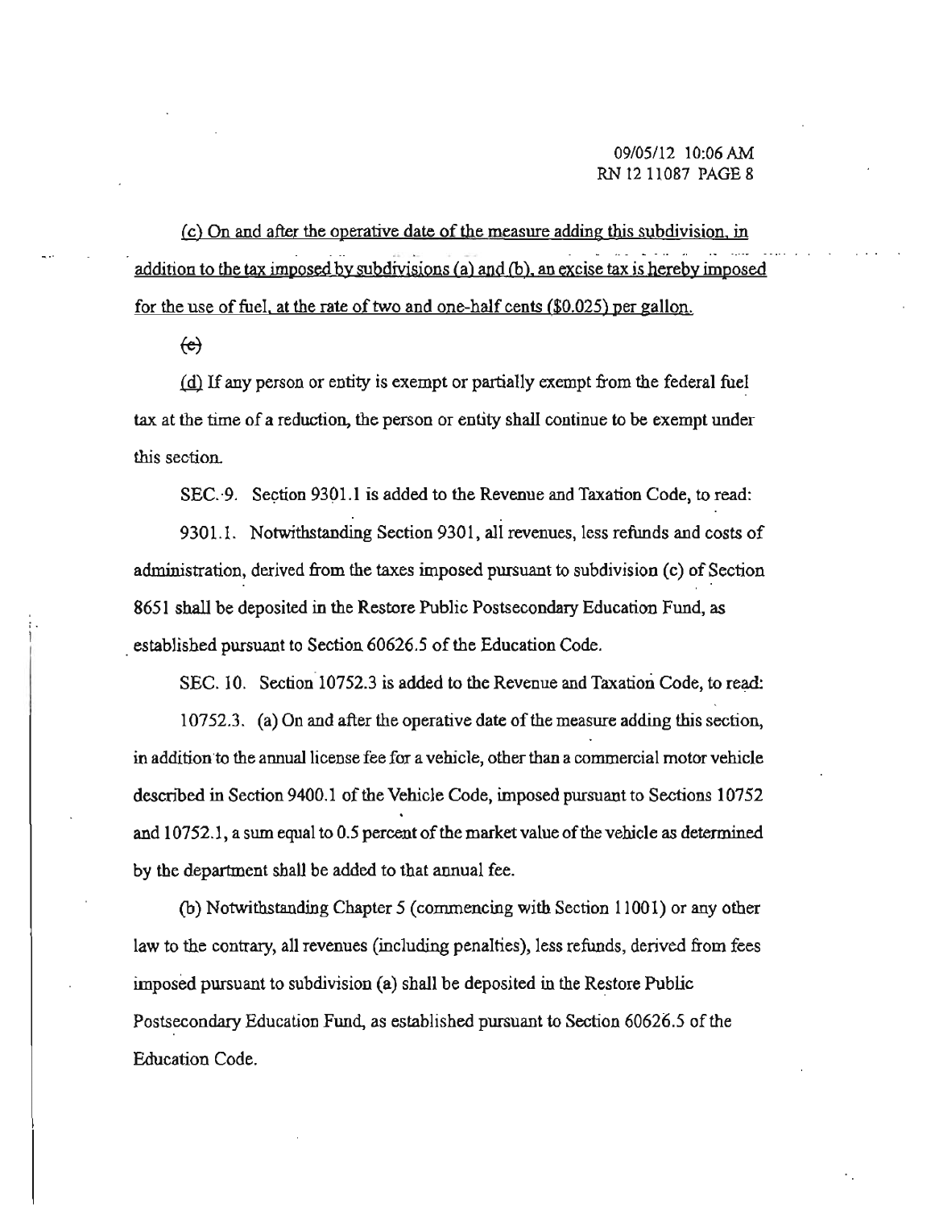(c) On and after the operative date of the measure adding this subdivision, in addition to the tax imposed by subdivisions (a) and (b), an excise tax is hereby imposed for the use of fuel, at the rate of two and one-half cents ($0.025) per gallon.

~~(c)~~

(d) If any person or entity is exempt or partially exempt from the federal fuel tax at the time of a reduction, the person or entity shall continue to be exempt under this section.

SEC. 9. Section 9301.1 is added to the Revenue and Taxation Code, to read:

9301.1. Notwithstanding Section 9301, all revenues, less refunds and costs of administration, derived from the taxes imposed pursuant to subdivision (c) of Section 8651 shall be deposited in the Restore Public Postsecondary Education Fund, as established pursuant to Section 60626.5 of the Education Code.

SEC. 10. Section 10752.3 is added to the Revenue and Taxation Code, to read:

10752.3. (a) On and after the operative date of the measure adding this section, in addition to the annual license fee for a vehicle, other than a commercial motor vehicle described in Section 9400.1 of the Vehicle Code, imposed pursuant to Sections 10752 and 10752.1, a sum equal to 0.5 percent of the market value of the vehicle as determined by the department shall be added to that annual fee.

(b) Notwithstanding Chapter 5 (commencing with Section 11001) or any other law to the contrary, all revenues (including penalties), less refunds, derived from fees imposed pursuant to subdivision (a) shall be deposited in the Restore Public Postsecondary Education Fund, as established pursuant to Section 60626.5 of the Education Code.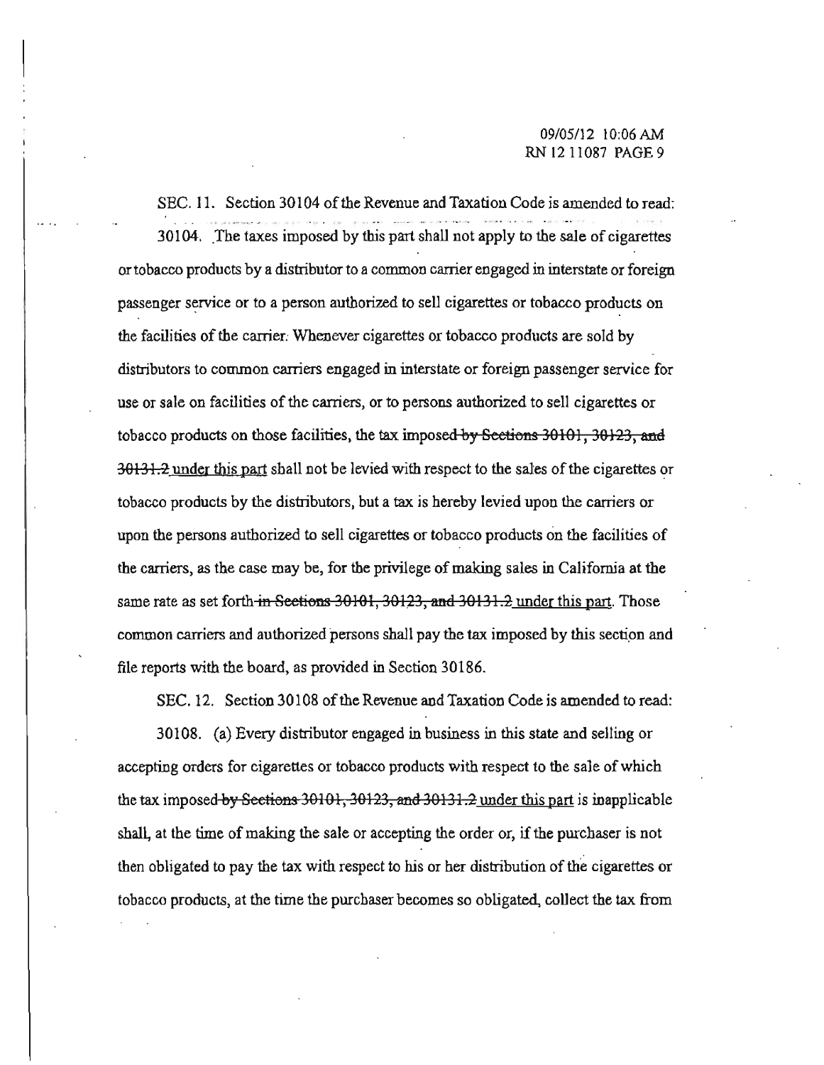SEC. 11. Section 30104 of the Revenue and Taxation Code is amended to read:

30104. The taxes imposed by this part shall not apply to the sale of cigarettes or tobacco products by a distributor to a common carrier engaged in interstate or foreign passenger service or to a person authorized to sell cigarettes or tobacco products on the facilities of the carrier. Whenever cigarettes or tobacco products are sold by distributors to common carriers engaged in interstate or foreign passenger service for use or sale on facilities of the carriers, or to persons authorized to sell cigarettes or tobacco products on those facilities, the tax imposed ~~by Sections 30101, 30123, and 30131.2~~ under this part shall not be levied with respect to the sales of the cigarettes or tobacco products by the distributors, but a tax is hereby levied upon the carriers or upon the persons authorized to sell cigarettes or tobacco products on the facilities of the carriers, as the case may be, for the privilege of making sales in California at the same rate as set forth ~~in Sections 30101, 30123, and 30131.2~~ under this part. Those common carriers and authorized persons shall pay the tax imposed by this section and file reports with the board, as provided in Section 30186.

SEC. 12. Section 30108 of the Revenue and Taxation Code is amended to read:

30108. (a) Every distributor engaged in business in this state and selling or accepting orders for cigarettes or tobacco products with respect to the sale of which the tax imposed ~~by Sections 30101, 30123, and 30131.2~~ under this part is inapplicable shall, at the time of making the sale or accepting the order or, if the purchaser is not then obligated to pay the tax with respect to his or her distribution of the cigarettes or tobacco products, at the time the purchaser becomes so obligated, collect the tax from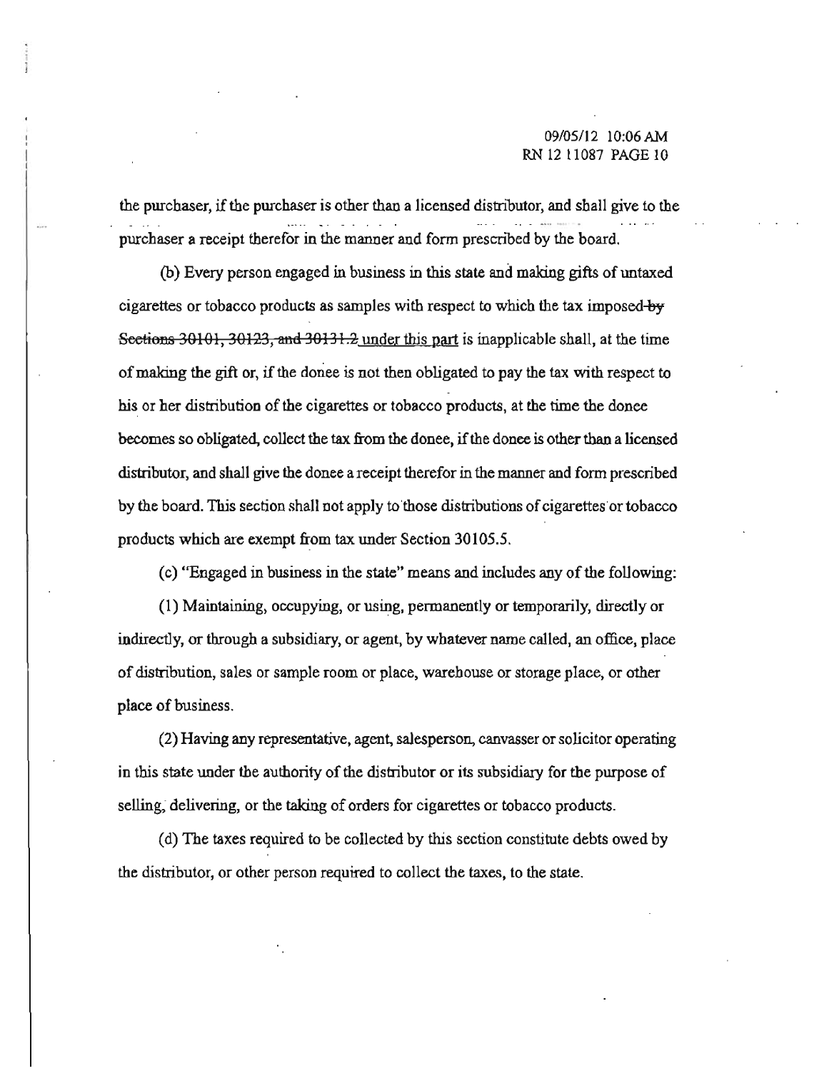the purchaser, if the purchaser is other than a licensed distributor, and shall give to the purchaser a receipt therefor in the manner and form prescribed by the board.

(b) Every person engaged in business in this state and making gifts of untaxed cigarettes or tobacco products as samples with respect to which the tax imposed ~~by Sections 30101, 30123, and 30131.2~~ under this part is inapplicable shall, at the time of making the gift or, if the donee is not then obligated to pay the tax with respect to his or her distribution of the cigarettes or tobacco products, at the time the donee becomes so obligated, collect the tax from the donee, if the donee is other than a licensed distributor, and shall give the donee a receipt therefor in the manner and form prescribed by the board. This section shall not apply to those distributions of cigarettes or tobacco products which are exempt from tax under Section 30105.5.

(c) "Engaged in business in the state" means and includes any of the following:

(1) Maintaining, occupying, or using, permanently or temporarily, directly or indirectly, or through a subsidiary, or agent, by whatever name called, an office, place of distribution, sales or sample room or place, warehouse or storage place, or other place of business.

(2) Having any representative, agent, salesperson, canvasser or solicitor operating in this state under the authority of the distributor or its subsidiary for the purpose of selling, delivering, or the taking of orders for cigarettes or tobacco products.

(d) The taxes required to be collected by this section constitute debts owed by the distributor, or other person required to collect the taxes, to the state.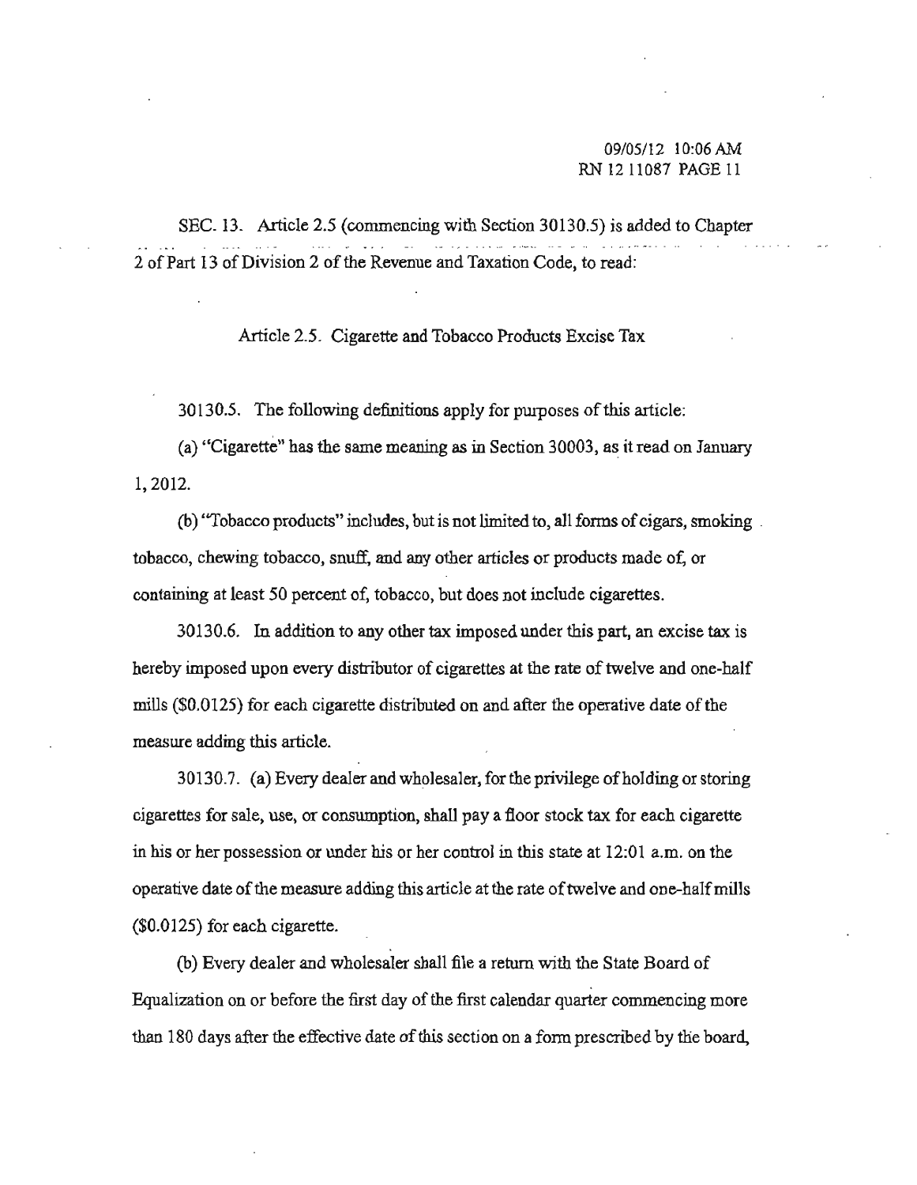SEC. 13. Article 2.5 (commencing with Section 30130.5) is added to Chapter 2 of Part 13 of Division 2 of the Revenue and Taxation Code, to read:

Article 2.5. Cigarette and Tobacco Products Excise Tax

30130.5. The following definitions apply for purposes of this article:

(a) "Cigarette" has the same meaning as in Section 30003, as it read on January 1, 2012.

(b) "Tobacco products" includes, but is not limited to, all forms of cigars, smoking tobacco, chewing tobacco, snuff, and any other articles or products made of, or containing at least 50 percent of, tobacco, but does not include cigarettes.

30130.6. In addition to any other tax imposed under this part, an excise tax is hereby imposed upon every distributor of cigarettes at the rate of twelve and one-half mills ($0.0125) for each cigarette distributed on and after the operative date of the measure adding this article.

30130.7. (a) Every dealer and wholesaler, for the privilege of holding or storing cigarettes for sale, use, or consumption, shall pay a floor stock tax for each cigarette in his or her possession or under his or her control in this state at 12:01 a.m. on the operative date of the measure adding this article at the rate of twelve and one-half mills ($0.0125) for each cigarette.

(b) Every dealer and wholesaler shall file a return with the State Board of Equalization on or before the first day of the first calendar quarter commencing more than 180 days after the effective date of this section on a form prescribed by the board,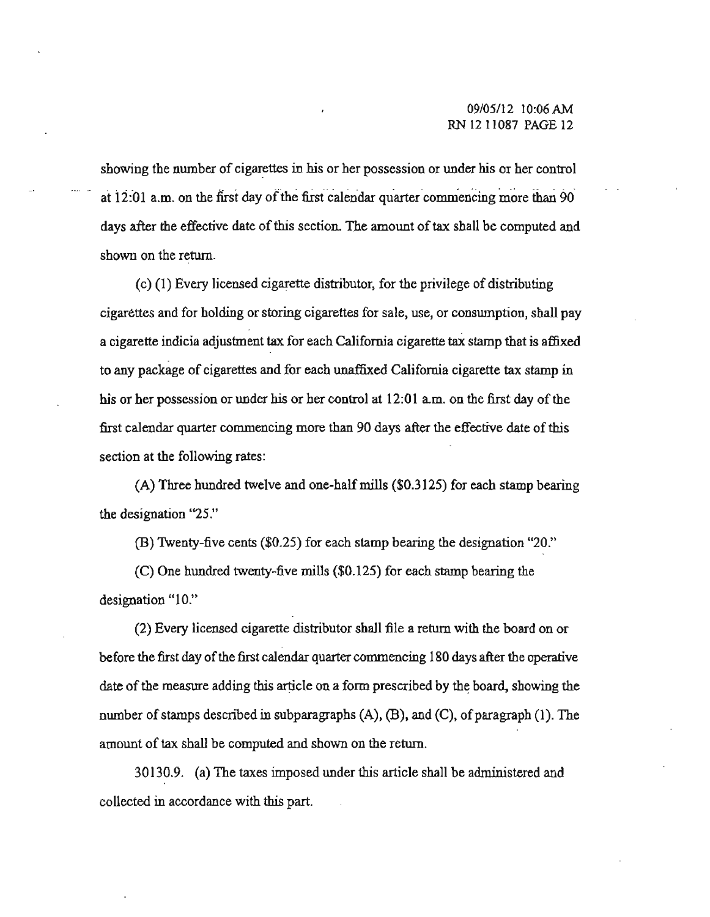showing the number of cigarettes in his or her possession or under his or her control at 12:01 a.m. on the first day of the first calendar quarter commencing more than 90 days after the effective date of this section. The amount of tax shall be computed and shown on the return.

(c) (1) Every licensed cigarette distributor, for the privilege of distributing cigarettes and for holding or storing cigarettes for sale, use, or consumption, shall pay a cigarette indicia adjustment tax for each California cigarette tax stamp that is affixed to any package of cigarettes and for each unaffixed California cigarette tax stamp in his or her possession or under his or her control at 12:01 a.m. on the first day of the first calendar quarter commencing more than 90 days after the effective date of this section at the following rates:

(A) Three hundred twelve and one-half mills ($0.3125) for each stamp bearing the designation "25."

(B) Twenty-five cents ($0.25) for each stamp bearing the designation "20."

(C) One hundred twenty-five mills ($0.125) for each stamp bearing the designation "10."

(2) Every licensed cigarette distributor shall file a return with the board on or before the first day of the first calendar quarter commencing 180 days after the operative date of the measure adding this article on a form prescribed by the board, showing the number of stamps described in subparagraphs (A), (B), and (C), of paragraph (1). The amount of tax shall be computed and shown on the return.

30130.9. (a) The taxes imposed under this article shall be administered and collected in accordance with this part.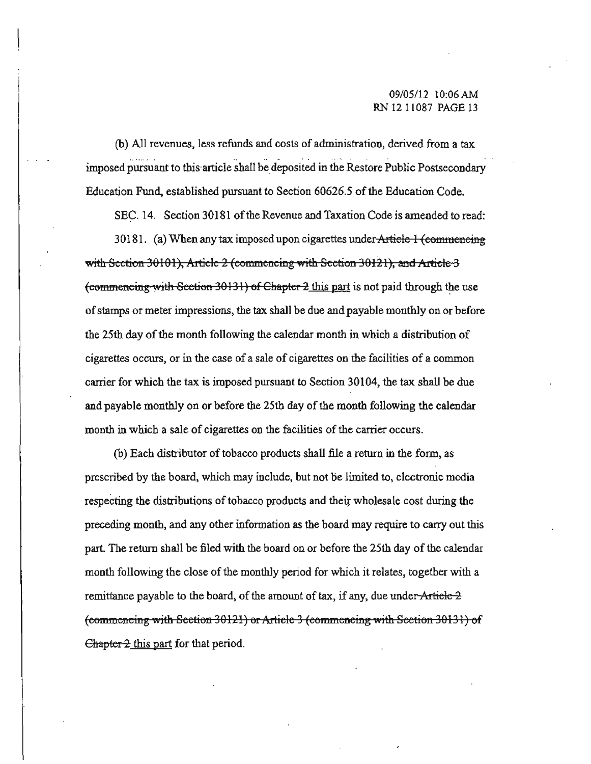(b) All revenues, less refunds and costs of administration, derived from a tax imposed pursuant to this article shall be deposited in the Restore Public Postsecondary Education Fund, established pursuant to Section 60626.5 of the Education Code.

SEC. 14. Section 30181 of the Revenue and Taxation Code is amended to read:

30181. (a) When any tax imposed upon cigarettes under ~~Article 1 (commencing with Section 30101), Article 2 (commencing with Section 30121), and Article 3 (commencing with Section 30131) of Chapter 2~~ this part is not paid through the use of stamps or meter impressions, the tax shall be due and payable monthly on or before the 25th day of the month following the calendar month in which a distribution of cigarettes occurs, or in the case of a sale of cigarettes on the facilities of a common carrier for which the tax is imposed pursuant to Section 30104, the tax shall be due and payable monthly on or before the 25th day of the month following the calendar month in which a sale of cigarettes on the facilities of the carrier occurs.

(b) Each distributor of tobacco products shall file a return in the form, as prescribed by the board, which may include, but not be limited to, electronic media respecting the distributions of tobacco products and their wholesale cost during the preceding month, and any other information as the board may require to carry out this part. The return shall be filed with the board on or before the 25th day of the calendar month following the close of the monthly period for which it relates, together with a remittance payable to the board, of the amount of tax, if any, due under ~~Article 2 (commencing with Section 30121) or Article 3 (commencing with Section 30131) of Chapter 2~~ this part for that period.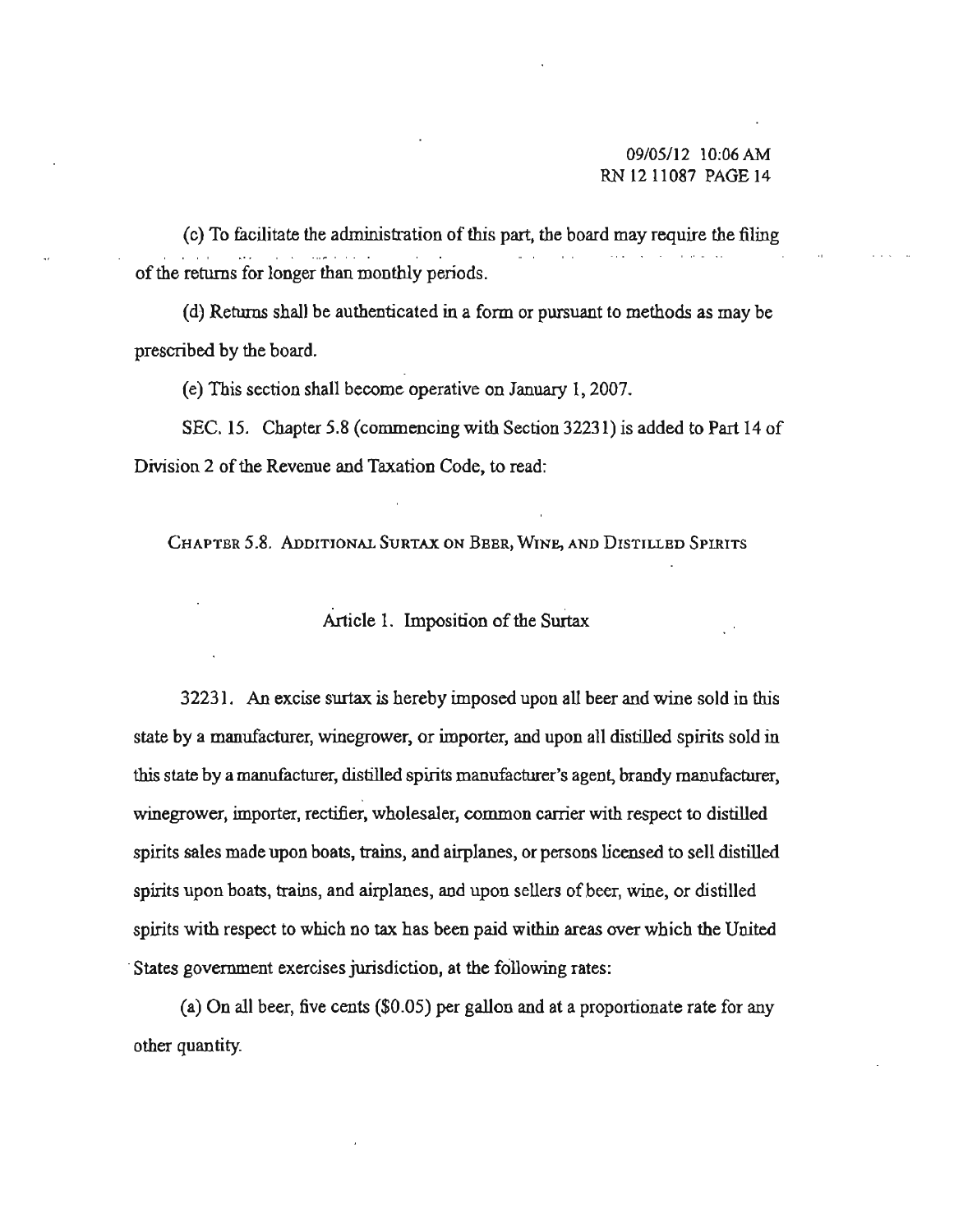(c) To facilitate the administration of this part, the board may require the filing of the returns for longer than monthly periods.

(d) Returns shall be authenticated in a form or pursuant to methods as may be prescribed by the board.

(e) This section shall become operative on January 1, 2007.

SEC. 15. Chapter 5.8 (commencing with Section 32231) is added to Part 14 of Division 2 of the Revenue and Taxation Code, to read:

## CHAPTER 5.8. ADDITIONAL SURTAX ON BEER, WINE, AND DISTILLED SPIRITS

### Article 1. Imposition of the Surtax

32231. An excise surtax is hereby imposed upon all beer and wine sold in this state by a manufacturer, winegrower, or importer, and upon all distilled spirits sold in this state by a manufacturer, distilled spirits manufacturer's agent, brandy manufacturer, winegrower, importer, rectifier, wholesaler, common carrier with respect to distilled spirits sales made upon boats, trains, and airplanes, or persons licensed to sell distilled spirits upon boats, trains, and airplanes, and upon sellers of beer, wine, or distilled spirits with respect to which no tax has been paid within areas over which the United States government exercises jurisdiction, at the following rates:

(a) On all beer, five cents ($0.05) per gallon and at a proportionate rate for any other quantity.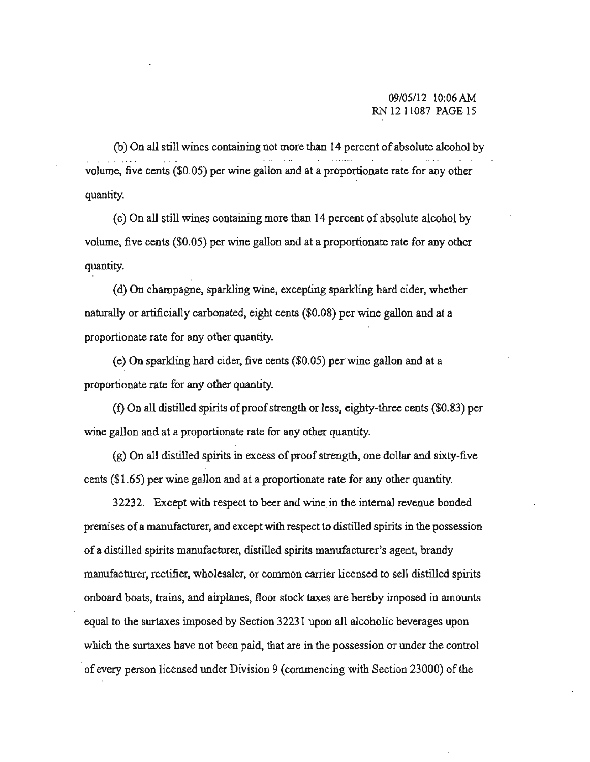(b) On all still wines containing not more than 14 percent of absolute alcohol by volume, five cents ($0.05) per wine gallon and at a proportionate rate for any other quantity.

(c) On all still wines containing more than 14 percent of absolute alcohol by volume, five cents ($0.05) per wine gallon and at a proportionate rate for any other quantity.

(d) On champagne, sparkling wine, excepting sparkling hard cider, whether naturally or artificially carbonated, eight cents ($0.08) per wine gallon and at a proportionate rate for any other quantity.

(e) On sparkling hard cider, five cents ($0.05) per wine gallon and at a proportionate rate for any other quantity.

(f) On all distilled spirits of proof strength or less, eighty-three cents ($0.83) per wine gallon and at a proportionate rate for any other quantity.

(g) On all distilled spirits in excess of proof strength, one dollar and sixty-five cents ($1.65) per wine gallon and at a proportionate rate for any other quantity.

32232. Except with respect to beer and wine in the internal revenue bonded premises of a manufacturer, and except with respect to distilled spirits in the possession of a distilled spirits manufacturer, distilled spirits manufacturer's agent, brandy manufacturer, rectifier, wholesaler, or common carrier licensed to sell distilled spirits onboard boats, trains, and airplanes, floor stock taxes are hereby imposed in amounts equal to the surtaxes imposed by Section 32231 upon all alcoholic beverages upon which the surtaxes have not been paid, that are in the possession or under the control of every person licensed under Division 9 (commencing with Section 23000) of the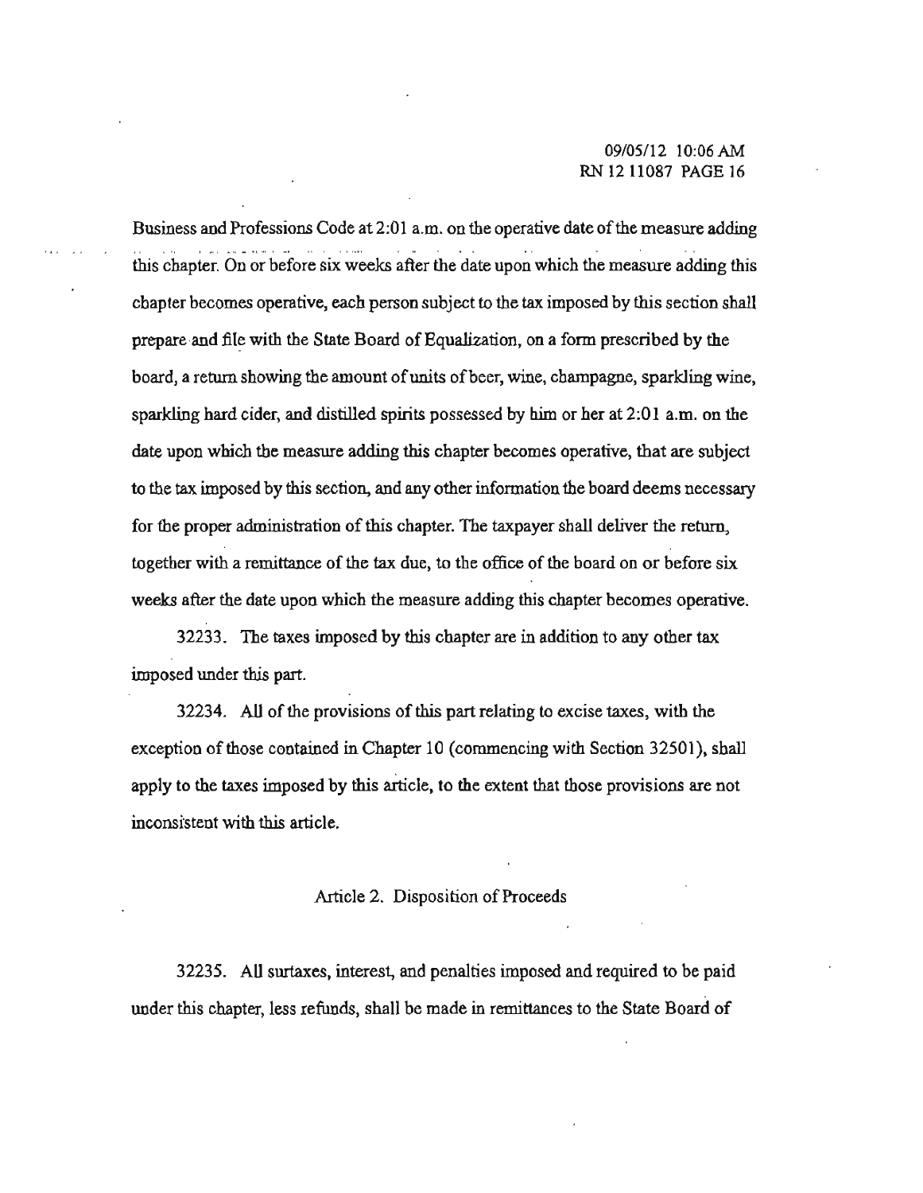Business and Professions Code at 2:01 a.m. on the operative date of the measure adding this chapter. On or before six weeks after the date upon which the measure adding this chapter becomes operative, each person subject to the tax imposed by this section shall prepare and file with the State Board of Equalization, on a form prescribed by the board, a return showing the amount of units of beer, wine, champagne, sparkling wine, sparkling hard cider, and distilled spirits possessed by him or her at 2:01 a.m. on the date upon which the measure adding this chapter becomes operative, that are subject to the tax imposed by this section, and any other information the board deems necessary for the proper administration of this chapter. The taxpayer shall deliver the return, together with a remittance of the tax due, to the office of the board on or before six weeks after the date upon which the measure adding this chapter becomes operative.

32233. The taxes imposed by this chapter are in addition to any other tax imposed under this part.

32234. All of the provisions of this part relating to excise taxes, with the exception of those contained in Chapter 10 (commencing with Section 32501), shall apply to the taxes imposed by this article, to the extent that those provisions are not inconsistent with this article.

Article 2. Disposition of Proceeds

32235. All surtaxes, interest, and penalties imposed and required to be paid under this chapter, less refunds, shall be made in remittances to the State Board of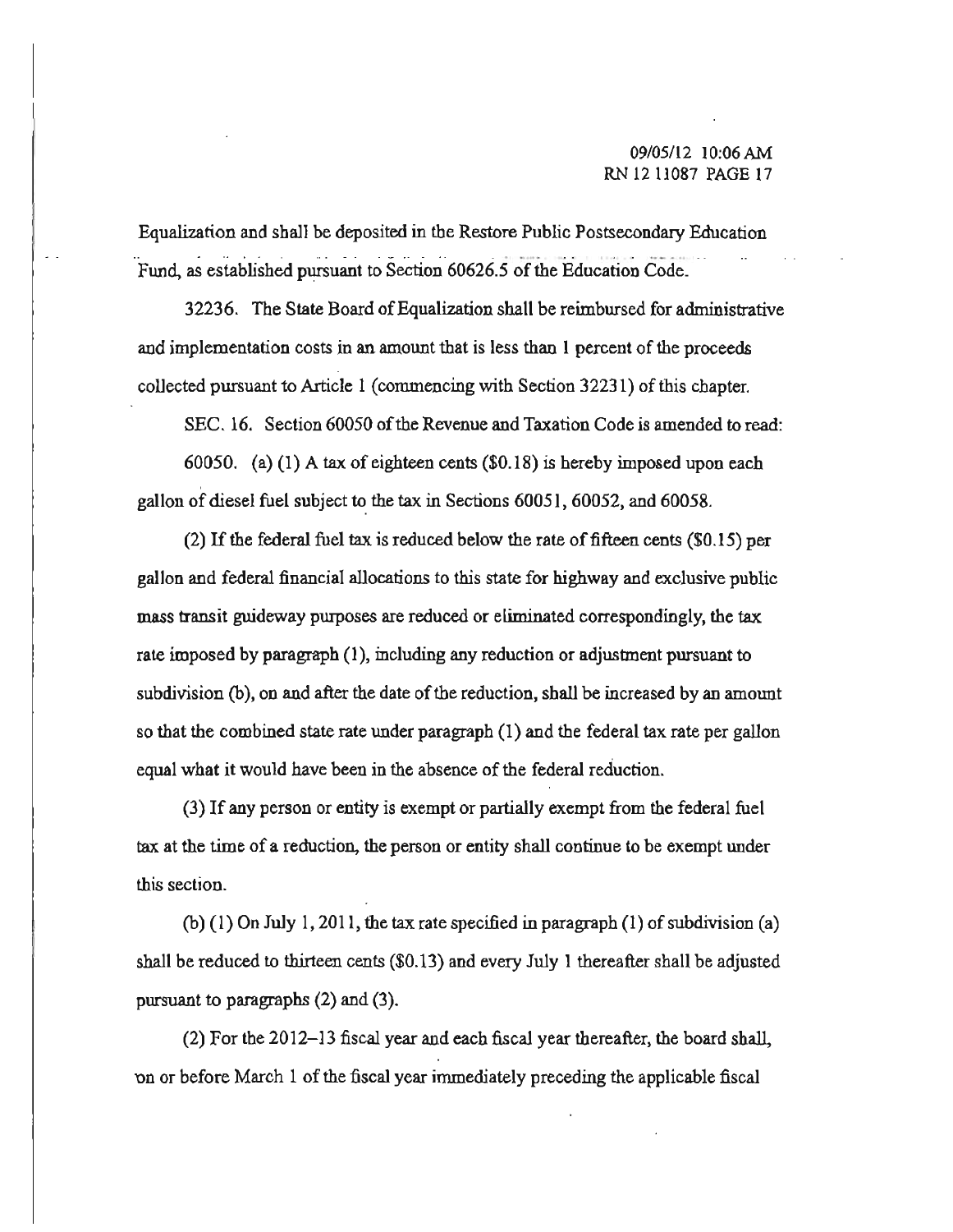Equalization and shall be deposited in the Restore Public Postsecondary Education Fund, as established pursuant to Section 60626.5 of the Education Code.

32236. The State Board of Equalization shall be reimbursed for administrative and implementation costs in an amount that is less than 1 percent of the proceeds collected pursuant to Article 1 (commencing with Section 32231) of this chapter.

SEC. 16. Section 60050 of the Revenue and Taxation Code is amended to read:

60050. (a) (1) A tax of eighteen cents ($0.18) is hereby imposed upon each gallon of diesel fuel subject to the tax in Sections 60051, 60052, and 60058.

(2) If the federal fuel tax is reduced below the rate of fifteen cents ($0.15) per gallon and federal financial allocations to this state for highway and exclusive public mass transit guideway purposes are reduced or eliminated correspondingly, the tax rate imposed by paragraph (1), including any reduction or adjustment pursuant to subdivision (b), on and after the date of the reduction, shall be increased by an amount so that the combined state rate under paragraph (1) and the federal tax rate per gallon equal what it would have been in the absence of the federal reduction.

(3) If any person or entity is exempt or partially exempt from the federal fuel tax at the time of a reduction, the person or entity shall continue to be exempt under this section.

(b) (1) On July 1, 2011, the tax rate specified in paragraph (1) of subdivision (a) shall be reduced to thirteen cents ($0.13) and every July 1 thereafter shall be adjusted pursuant to paragraphs (2) and (3).

(2) For the 2012–13 fiscal year and each fiscal year thereafter, the board shall, on or before March 1 of the fiscal year immediately preceding the applicable fiscal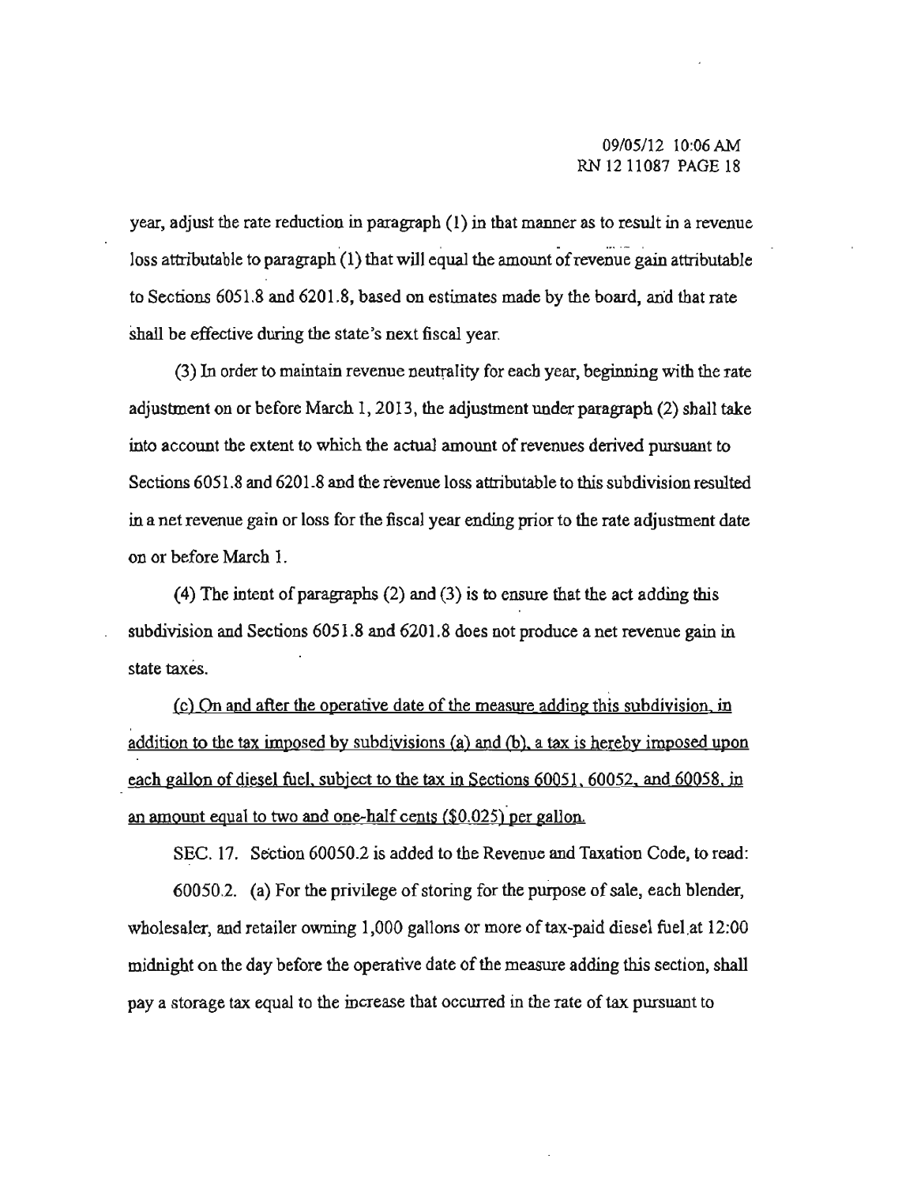year, adjust the rate reduction in paragraph (1) in that manner as to result in a revenue loss attributable to paragraph (1) that will equal the amount of revenue gain attributable to Sections 6051.8 and 6201.8, based on estimates made by the board, and that rate shall be effective during the state's next fiscal year.

(3) In order to maintain revenue neutrality for each year, beginning with the rate adjustment on or before March 1, 2013, the adjustment under paragraph (2) shall take into account the extent to which the actual amount of revenues derived pursuant to Sections 6051.8 and 6201.8 and the revenue loss attributable to this subdivision resulted in a net revenue gain or loss for the fiscal year ending prior to the rate adjustment date on or before March 1.

(4) The intent of paragraphs (2) and (3) is to ensure that the act adding this subdivision and Sections 6051.8 and 6201.8 does not produce a net revenue gain in state taxes.

<u>(c) On and after the operative date of the measure adding this subdivision, in addition to the tax imposed by subdivisions (a) and (b), a tax is hereby imposed upon each gallon of diesel fuel, subject to the tax in Sections 60051, 60052, and 60058, in an amount equal to two and one-half cents ($0.025) per gallon.</u>

SEC. 17. Section 60050.2 is added to the Revenue and Taxation Code, to read:

60050.2. (a) For the privilege of storing for the purpose of sale, each blender, wholesaler, and retailer owning 1,000 gallons or more of tax-paid diesel fuel at 12:00 midnight on the day before the operative date of the measure adding this section, shall pay a storage tax equal to the increase that occurred in the rate of tax pursuant to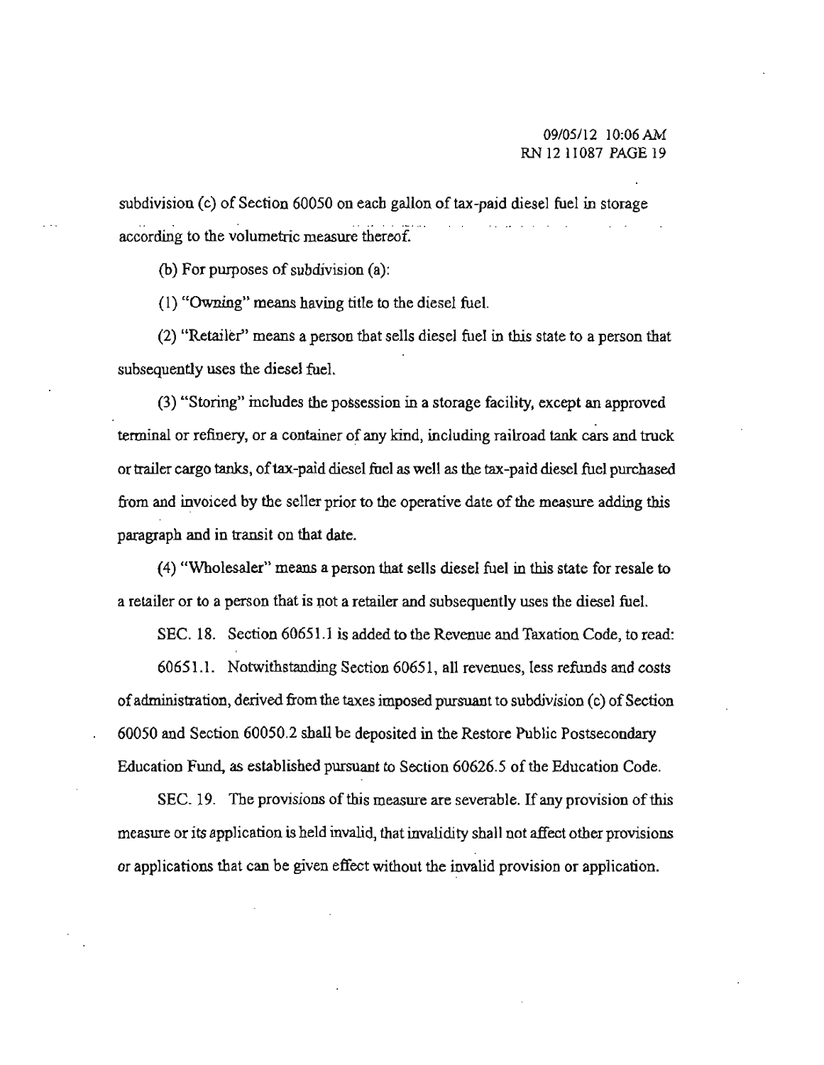subdivision (c) of Section 60050 on each gallon of tax-paid diesel fuel in storage according to the volumetric measure thereof.

(b) For purposes of subdivision (a):

(1) "Owning" means having title to the diesel fuel.

(2) "Retailer" means a person that sells diesel fuel in this state to a person that subsequently uses the diesel fuel.

(3) "Storing" includes the possession in a storage facility, except an approved terminal or refinery, or a container of any kind, including railroad tank cars and truck or trailer cargo tanks, of tax-paid diesel fuel as well as the tax-paid diesel fuel purchased from and invoiced by the seller prior to the operative date of the measure adding this paragraph and in transit on that date.

(4) "Wholesaler" means a person that sells diesel fuel in this state for resale to a retailer or to a person that is not a retailer and subsequently uses the diesel fuel.

SEC. 18. Section 60651.1 is added to the Revenue and Taxation Code, to read:

60651.1. Notwithstanding Section 60651, all revenues, less refunds and costs of administration, derived from the taxes imposed pursuant to subdivision (c) of Section 60050 and Section 60050.2 shall be deposited in the Restore Public Postsecondary Education Fund, as established pursuant to Section 60626.5 of the Education Code.

SEC. 19. The provisions of this measure are severable. If any provision of this measure or its application is held invalid, that invalidity shall not affect other provisions or applications that can be given effect without the invalid provision or application.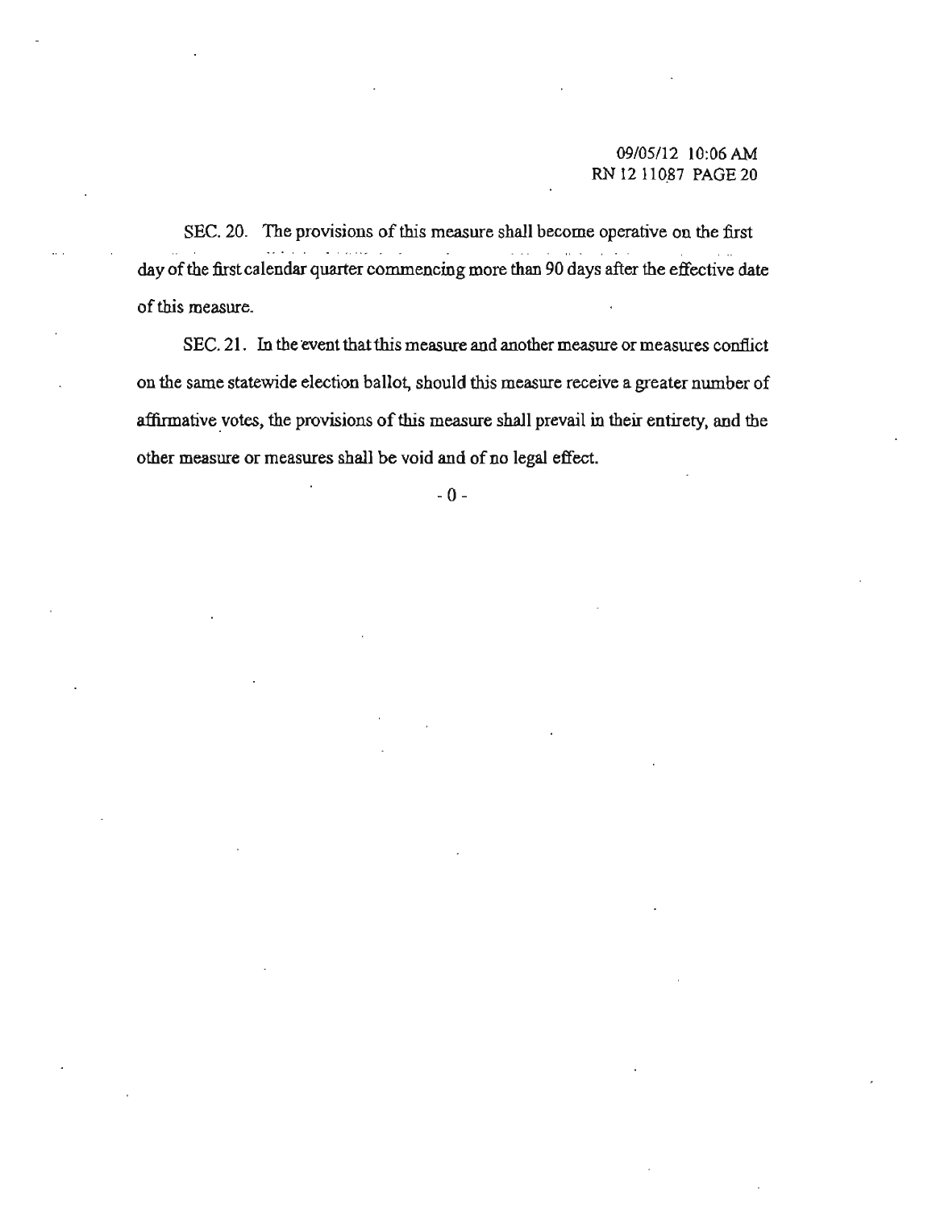SEC. 20. The provisions of this measure shall become operative on the first day of the first calendar quarter commencing more than 90 days after the effective date of this measure.

SEC. 21. In the event that this measure and another measure or measures conflict on the same statewide election ballot, should this measure receive a greater number of affirmative votes, the provisions of this measure shall prevail in their entirety, and the other measure or measures shall be void and of no legal effect.

- 0 -